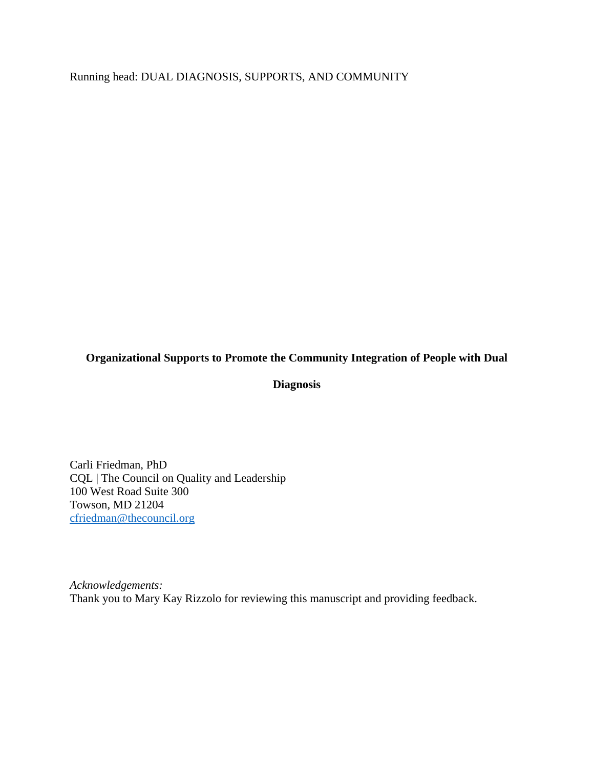# Organizational Supports to Promote the Community Integration of People with Dual Diagnosis

Carli Friedman, PhD
CQL | The Council on Quality and Leadership
100 West Road Suite 300
Towson, MD 21204
cfriedman@thecouncil.org

*Acknowledgements:*
Thank you to Mary Kay Rizzolo for reviewing this manuscript and providing feedback.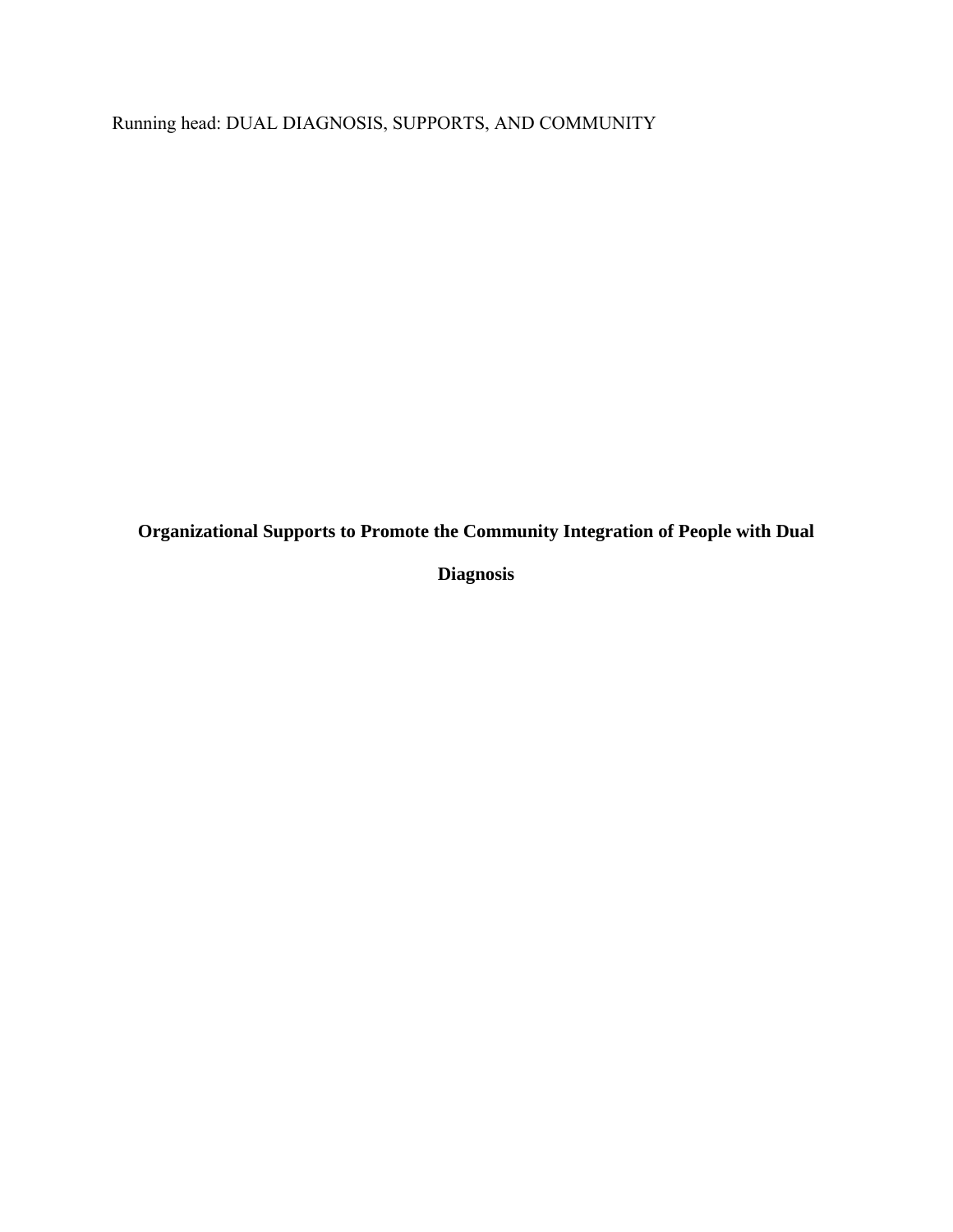# Organizational Supports to Promote the Community Integration of People with Dual Diagnosis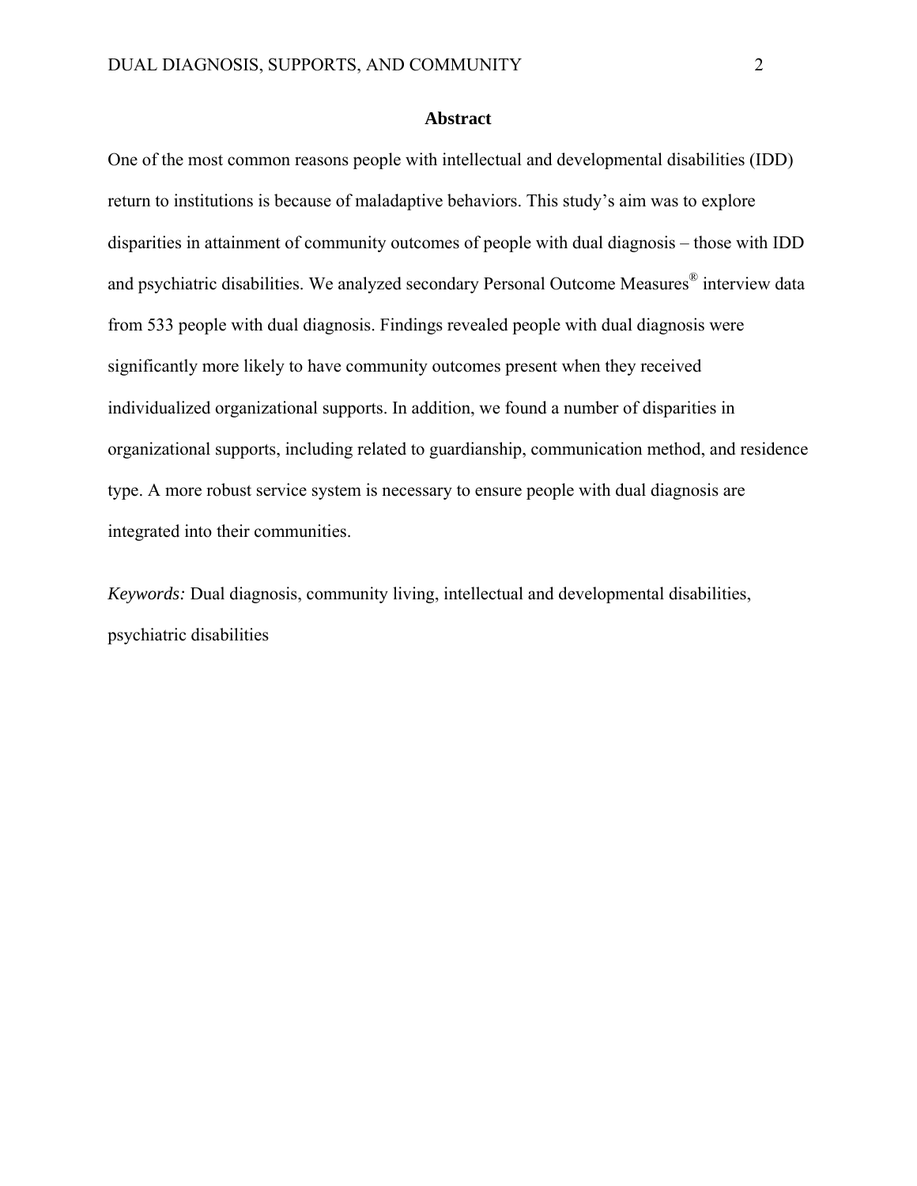**Abstract**

One of the most common reasons people with intellectual and developmental disabilities (IDD) return to institutions is because of maladaptive behaviors. This study's aim was to explore disparities in attainment of community outcomes of people with dual diagnosis – those with IDD and psychiatric disabilities. We analyzed secondary Personal Outcome Measures® interview data from 533 people with dual diagnosis. Findings revealed people with dual diagnosis were significantly more likely to have community outcomes present when they received individualized organizational supports. In addition, we found a number of disparities in organizational supports, including related to guardianship, communication method, and residence type. A more robust service system is necessary to ensure people with dual diagnosis are integrated into their communities.

*Keywords:* Dual diagnosis, community living, intellectual and developmental disabilities, psychiatric disabilities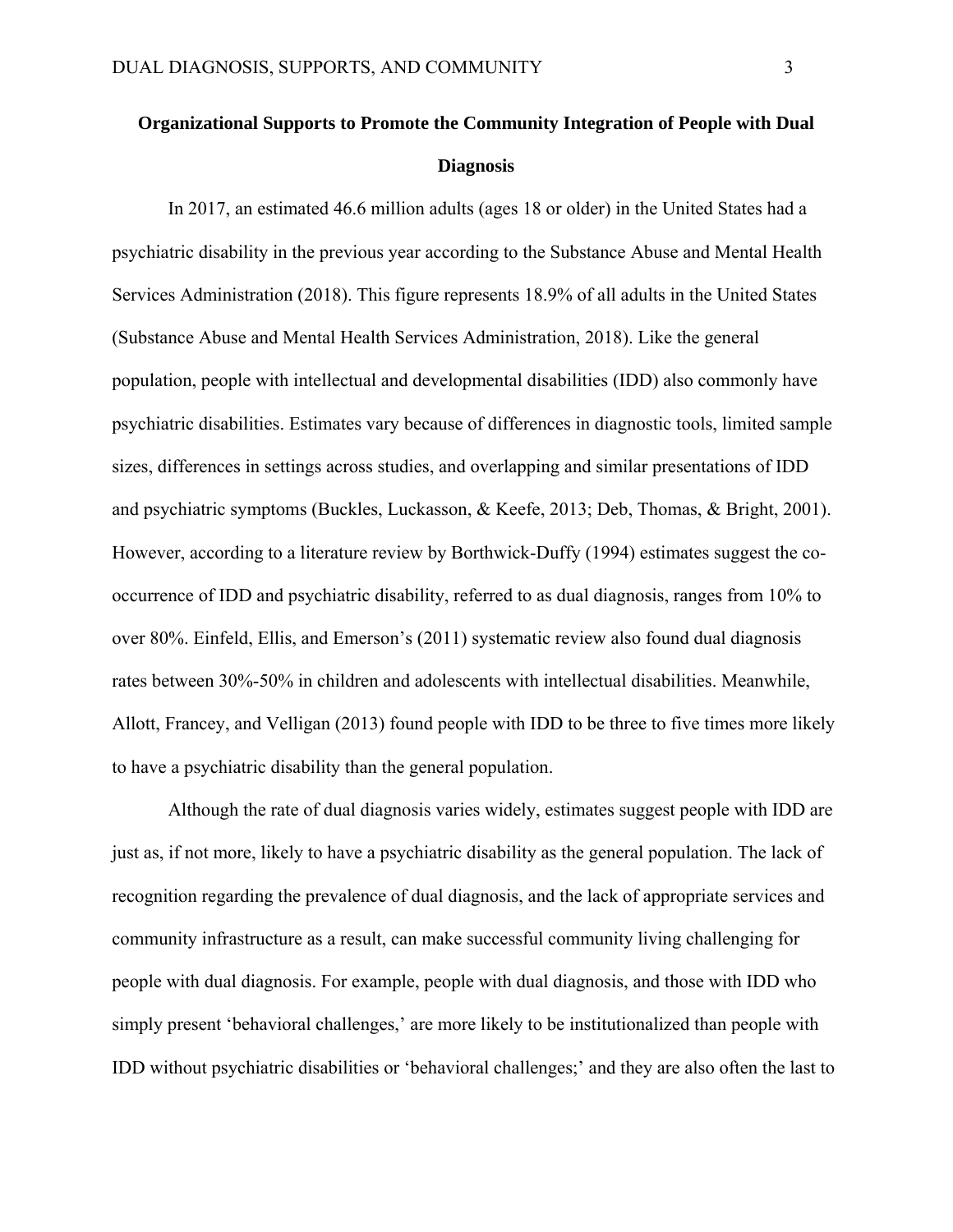# Organizational Supports to Promote the Community Integration of People with Dual Diagnosis

In 2017, an estimated 46.6 million adults (ages 18 or older) in the United States had a psychiatric disability in the previous year according to the Substance Abuse and Mental Health Services Administration (2018). This figure represents 18.9% of all adults in the United States (Substance Abuse and Mental Health Services Administration, 2018). Like the general population, people with intellectual and developmental disabilities (IDD) also commonly have psychiatric disabilities. Estimates vary because of differences in diagnostic tools, limited sample sizes, differences in settings across studies, and overlapping and similar presentations of IDD and psychiatric symptoms (Buckles, Luckasson, & Keefe, 2013; Deb, Thomas, & Bright, 2001). However, according to a literature review by Borthwick-Duffy (1994) estimates suggest the co-occurrence of IDD and psychiatric disability, referred to as dual diagnosis, ranges from 10% to over 80%. Einfeld, Ellis, and Emerson's (2011) systematic review also found dual diagnosis rates between 30%-50% in children and adolescents with intellectual disabilities. Meanwhile, Allott, Francey, and Velligan (2013) found people with IDD to be three to five times more likely to have a psychiatric disability than the general population.

Although the rate of dual diagnosis varies widely, estimates suggest people with IDD are just as, if not more, likely to have a psychiatric disability as the general population. The lack of recognition regarding the prevalence of dual diagnosis, and the lack of appropriate services and community infrastructure as a result, can make successful community living challenging for people with dual diagnosis. For example, people with dual diagnosis, and those with IDD who simply present 'behavioral challenges,' are more likely to be institutionalized than people with IDD without psychiatric disabilities or 'behavioral challenges;' and they are also often the last to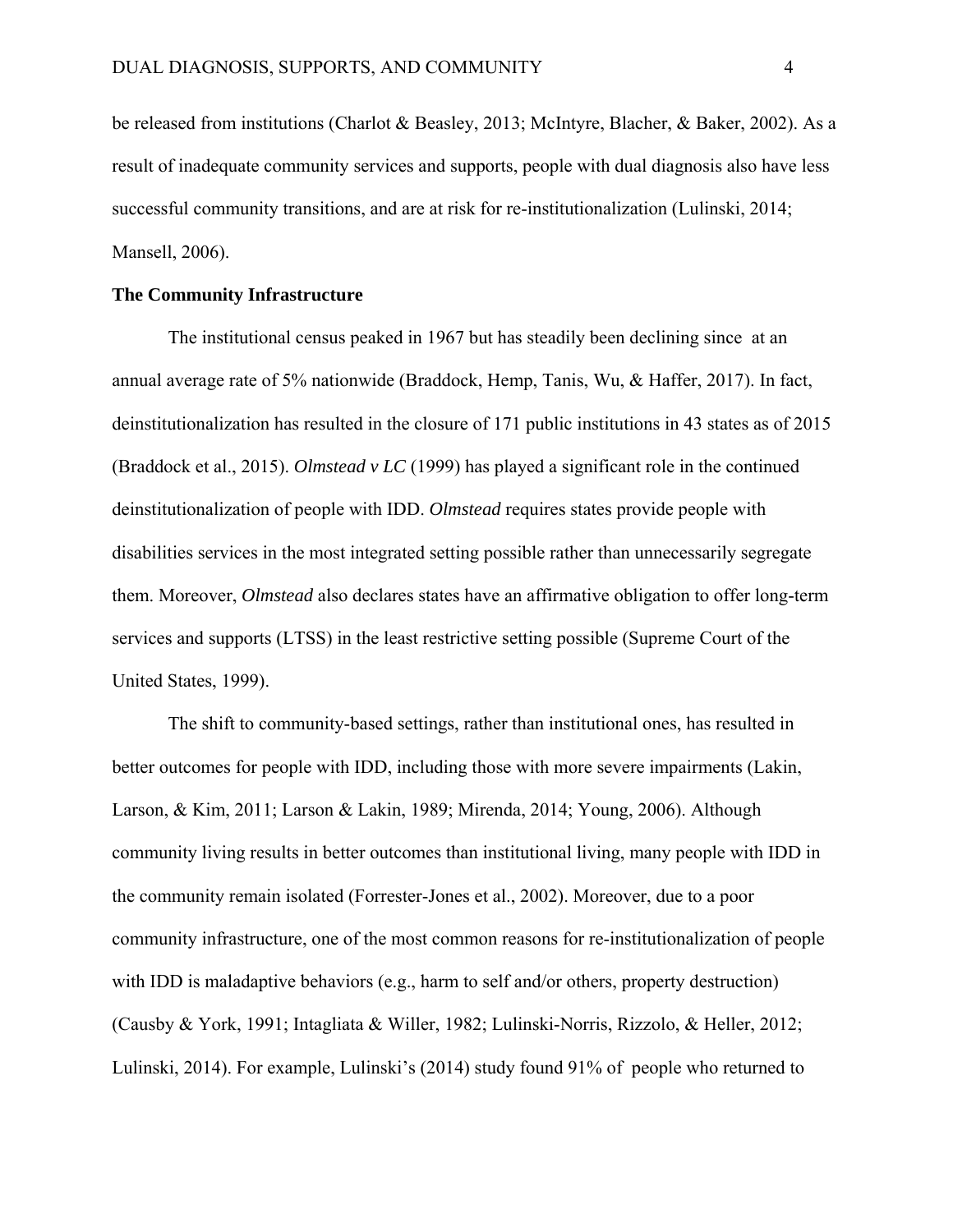be released from institutions (Charlot & Beasley, 2013; McIntyre, Blacher, & Baker, 2002). As a result of inadequate community services and supports, people with dual diagnosis also have less successful community transitions, and are at risk for re-institutionalization (Lulinski, 2014; Mansell, 2006).

**The Community Infrastructure**

The institutional census peaked in 1967 but has steadily been declining since at an annual average rate of 5% nationwide (Braddock, Hemp, Tanis, Wu, & Haffer, 2017). In fact, deinstitutionalization has resulted in the closure of 171 public institutions in 43 states as of 2015 (Braddock et al., 2015). *Olmstead v LC* (1999) has played a significant role in the continued deinstitutionalization of people with IDD. *Olmstead* requires states provide people with disabilities services in the most integrated setting possible rather than unnecessarily segregate them. Moreover, *Olmstead* also declares states have an affirmative obligation to offer long-term services and supports (LTSS) in the least restrictive setting possible (Supreme Court of the United States, 1999).

The shift to community-based settings, rather than institutional ones, has resulted in better outcomes for people with IDD, including those with more severe impairments (Lakin, Larson, & Kim, 2011; Larson & Lakin, 1989; Mirenda, 2014; Young, 2006). Although community living results in better outcomes than institutional living, many people with IDD in the community remain isolated (Forrester-Jones et al., 2002). Moreover, due to a poor community infrastructure, one of the most common reasons for re-institutionalization of people with IDD is maladaptive behaviors (e.g., harm to self and/or others, property destruction) (Causby & York, 1991; Intagliata & Willer, 1982; Lulinski-Norris, Rizzolo, & Heller, 2012; Lulinski, 2014). For example, Lulinski's (2014) study found 91% of people who returned to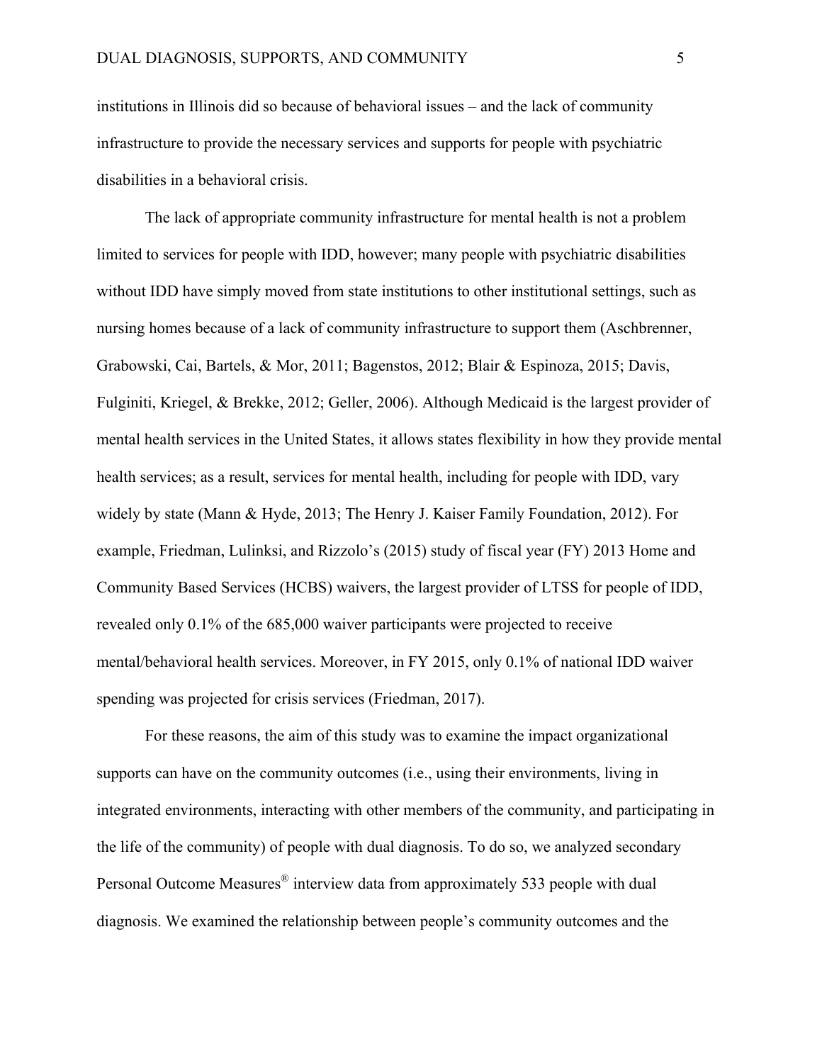institutions in Illinois did so because of behavioral issues – and the lack of community infrastructure to provide the necessary services and supports for people with psychiatric disabilities in a behavioral crisis.

The lack of appropriate community infrastructure for mental health is not a problem limited to services for people with IDD, however; many people with psychiatric disabilities without IDD have simply moved from state institutions to other institutional settings, such as nursing homes because of a lack of community infrastructure to support them (Aschbrenner, Grabowski, Cai, Bartels, & Mor, 2011; Bagenstos, 2012; Blair & Espinoza, 2015; Davis, Fulginiti, Kriegel, & Brekke, 2012; Geller, 2006). Although Medicaid is the largest provider of mental health services in the United States, it allows states flexibility in how they provide mental health services; as a result, services for mental health, including for people with IDD, vary widely by state (Mann & Hyde, 2013; The Henry J. Kaiser Family Foundation, 2012). For example, Friedman, Lulinksi, and Rizzolo's (2015) study of fiscal year (FY) 2013 Home and Community Based Services (HCBS) waivers, the largest provider of LTSS for people of IDD, revealed only 0.1% of the 685,000 waiver participants were projected to receive mental/behavioral health services. Moreover, in FY 2015, only 0.1% of national IDD waiver spending was projected for crisis services (Friedman, 2017).

For these reasons, the aim of this study was to examine the impact organizational supports can have on the community outcomes (i.e., using their environments, living in integrated environments, interacting with other members of the community, and participating in the life of the community) of people with dual diagnosis. To do so, we analyzed secondary Personal Outcome Measures® interview data from approximately 533 people with dual diagnosis. We examined the relationship between people's community outcomes and the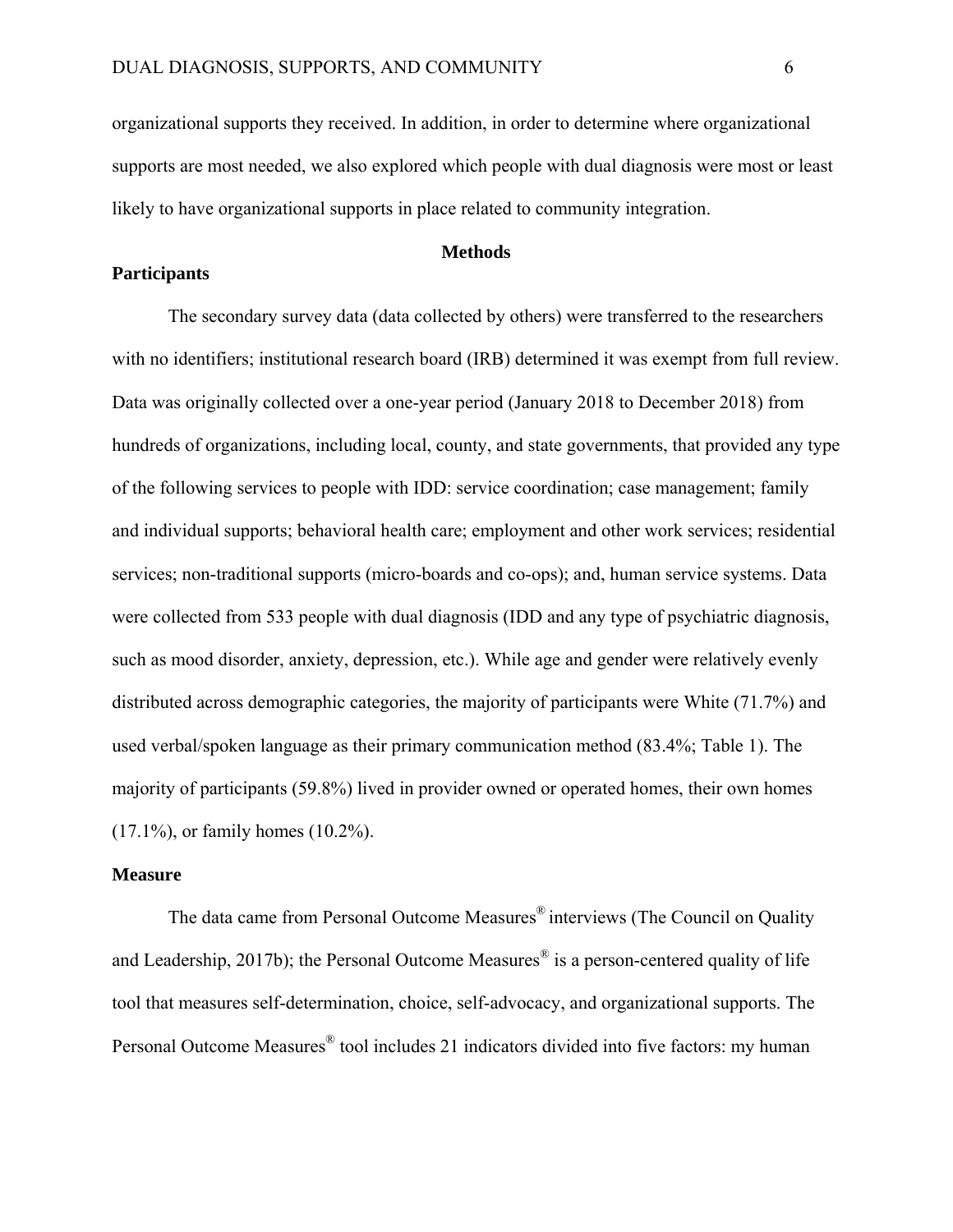organizational supports they received. In addition, in order to determine where organizational supports are most needed, we also explored which people with dual diagnosis were most or least likely to have organizational supports in place related to community integration.

## Methods

### Participants

The secondary survey data (data collected by others) were transferred to the researchers with no identifiers; institutional research board (IRB) determined it was exempt from full review. Data was originally collected over a one-year period (January 2018 to December 2018) from hundreds of organizations, including local, county, and state governments, that provided any type of the following services to people with IDD: service coordination; case management; family and individual supports; behavioral health care; employment and other work services; residential services; non-traditional supports (micro-boards and co-ops); and, human service systems. Data were collected from 533 people with dual diagnosis (IDD and any type of psychiatric diagnosis, such as mood disorder, anxiety, depression, etc.). While age and gender were relatively evenly distributed across demographic categories, the majority of participants were White (71.7%) and used verbal/spoken language as their primary communication method (83.4%; Table 1). The majority of participants (59.8%) lived in provider owned or operated homes, their own homes (17.1%), or family homes (10.2%).

### Measure

The data came from Personal Outcome Measures® interviews (The Council on Quality and Leadership, 2017b); the Personal Outcome Measures® is a person-centered quality of life tool that measures self-determination, choice, self-advocacy, and organizational supports. The Personal Outcome Measures® tool includes 21 indicators divided into five factors: my human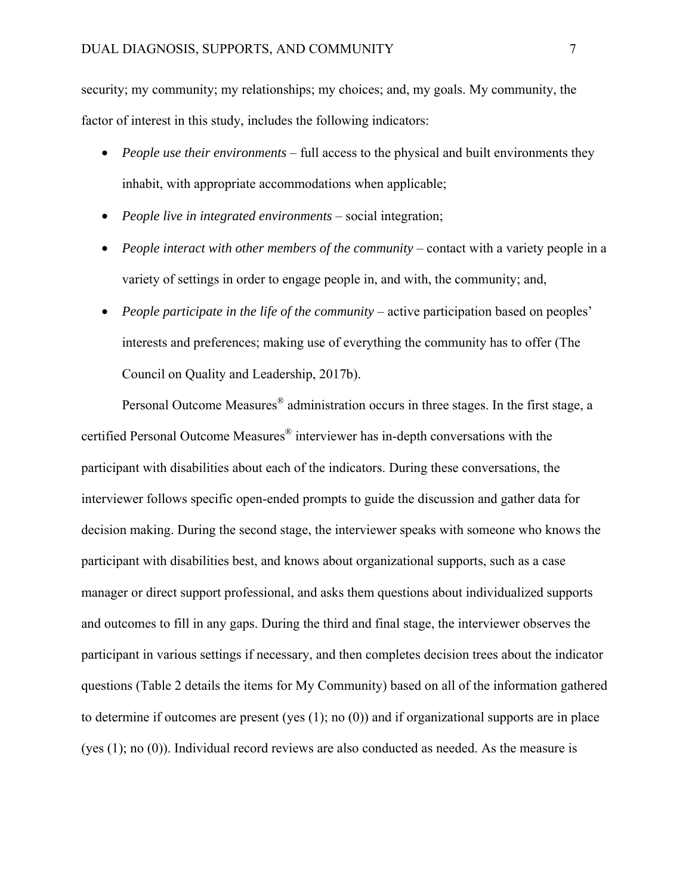security; my community; my relationships; my choices; and, my goals. My community, the factor of interest in this study, includes the following indicators:

- *People use their environments* – full access to the physical and built environments they inhabit, with appropriate accommodations when applicable;
- *People live in integrated environments* – social integration;
- *People interact with other members of the community* – contact with a variety people in a variety of settings in order to engage people in, and with, the community; and,
- *People participate in the life of the community* – active participation based on peoples' interests and preferences; making use of everything the community has to offer (The Council on Quality and Leadership, 2017b).

Personal Outcome Measures® administration occurs in three stages. In the first stage, a certified Personal Outcome Measures® interviewer has in-depth conversations with the participant with disabilities about each of the indicators. During these conversations, the interviewer follows specific open-ended prompts to guide the discussion and gather data for decision making. During the second stage, the interviewer speaks with someone who knows the participant with disabilities best, and knows about organizational supports, such as a case manager or direct support professional, and asks them questions about individualized supports and outcomes to fill in any gaps. During the third and final stage, the interviewer observes the participant in various settings if necessary, and then completes decision trees about the indicator questions (Table 2 details the items for My Community) based on all of the information gathered to determine if outcomes are present (yes (1); no (0)) and if organizational supports are in place (yes (1); no (0)). Individual record reviews are also conducted as needed. As the measure is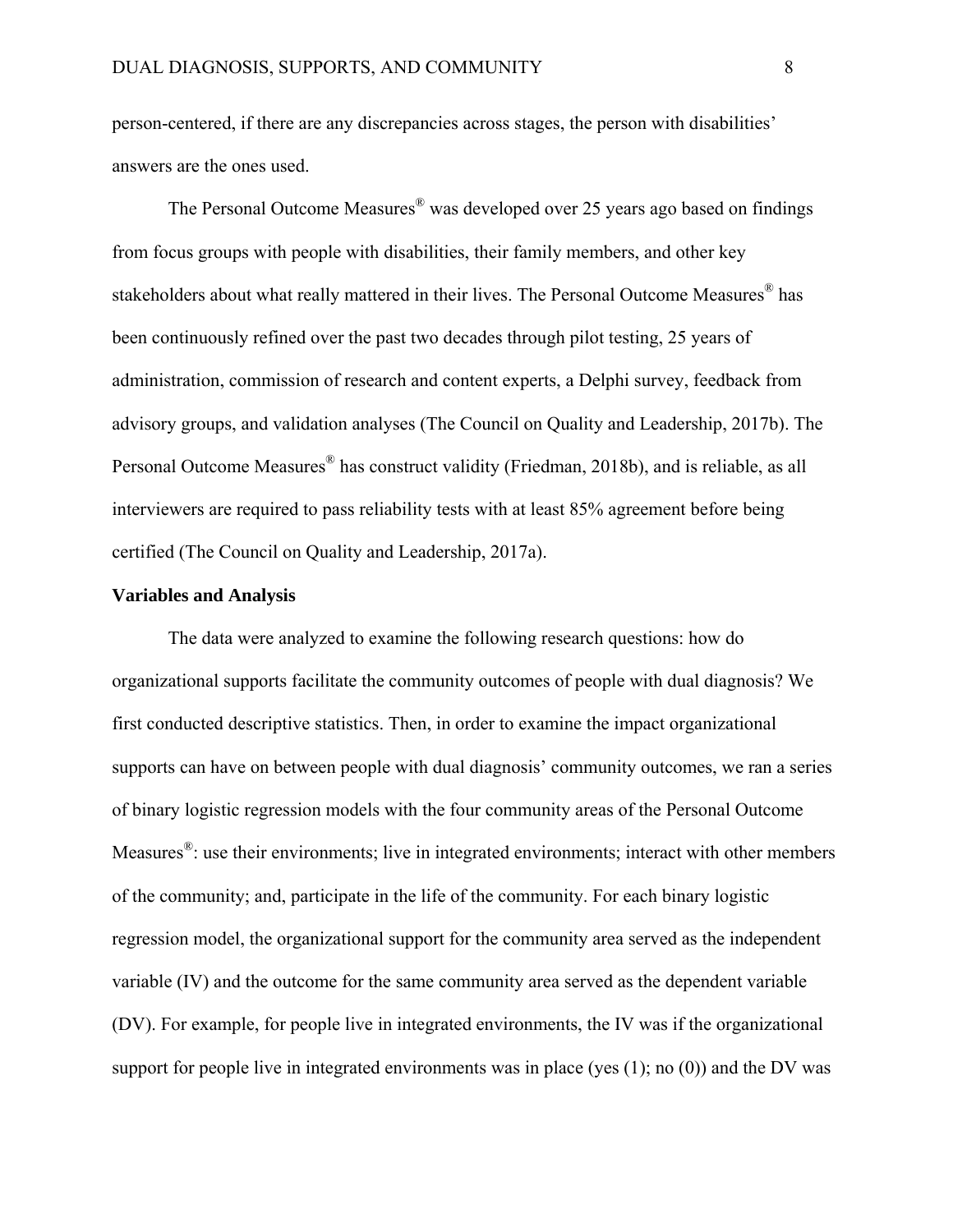person-centered, if there are any discrepancies across stages, the person with disabilities' answers are the ones used.

The Personal Outcome Measures® was developed over 25 years ago based on findings from focus groups with people with disabilities, their family members, and other key stakeholders about what really mattered in their lives. The Personal Outcome Measures® has been continuously refined over the past two decades through pilot testing, 25 years of administration, commission of research and content experts, a Delphi survey, feedback from advisory groups, and validation analyses (The Council on Quality and Leadership, 2017b). The Personal Outcome Measures® has construct validity (Friedman, 2018b), and is reliable, as all interviewers are required to pass reliability tests with at least 85% agreement before being certified (The Council on Quality and Leadership, 2017a).

**Variables and Analysis**

The data were analyzed to examine the following research questions: how do organizational supports facilitate the community outcomes of people with dual diagnosis? We first conducted descriptive statistics. Then, in order to examine the impact organizational supports can have on between people with dual diagnosis' community outcomes, we ran a series of binary logistic regression models with the four community areas of the Personal Outcome Measures®: use their environments; live in integrated environments; interact with other members of the community; and, participate in the life of the community. For each binary logistic regression model, the organizational support for the community area served as the independent variable (IV) and the outcome for the same community area served as the dependent variable (DV). For example, for people live in integrated environments, the IV was if the organizational support for people live in integrated environments was in place (yes (1); no (0)) and the DV was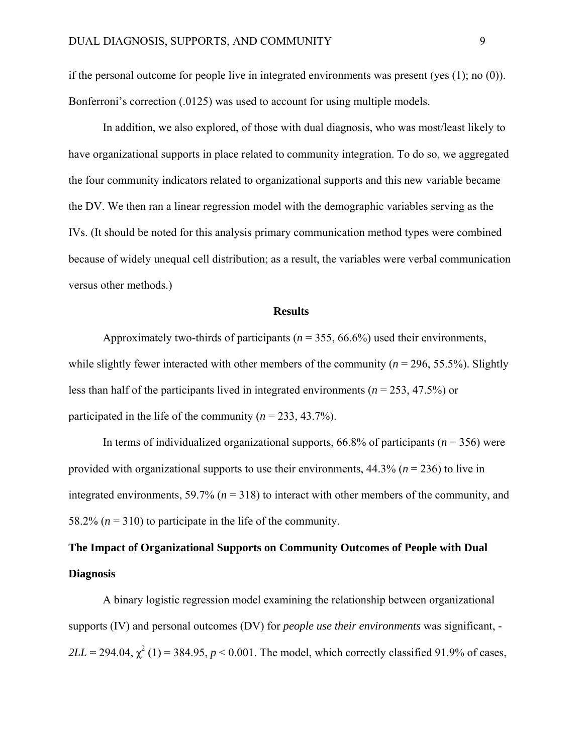if the personal outcome for people live in integrated environments was present (yes (1); no (0)). Bonferroni's correction (.0125) was used to account for using multiple models.

In addition, we also explored, of those with dual diagnosis, who was most/least likely to have organizational supports in place related to community integration. To do so, we aggregated the four community indicators related to organizational supports and this new variable became the DV. We then ran a linear regression model with the demographic variables serving as the IVs. (It should be noted for this analysis primary communication method types were combined because of widely unequal cell distribution; as a result, the variables were verbal communication versus other methods.)

## Results

Approximately two-thirds of participants (*n* = 355, 66.6%) used their environments, while slightly fewer interacted with other members of the community (*n* = 296, 55.5%). Slightly less than half of the participants lived in integrated environments (*n* = 253, 47.5%) or participated in the life of the community (*n* = 233, 43.7%).

In terms of individualized organizational supports, 66.8% of participants (*n* = 356) were provided with organizational supports to use their environments, 44.3% (*n* = 236) to live in integrated environments, 59.7% (*n* = 318) to interact with other members of the community, and 58.2% (*n* = 310) to participate in the life of the community.

### The Impact of Organizational Supports on Community Outcomes of People with Dual Diagnosis

A binary logistic regression model examining the relationship between organizational supports (IV) and personal outcomes (DV) for *people use their environments* was significant, $-2LL = 294.04$, $\chi^2(1) = 384.95$, $p < 0.001$. The model, which correctly classified 91.9% of cases,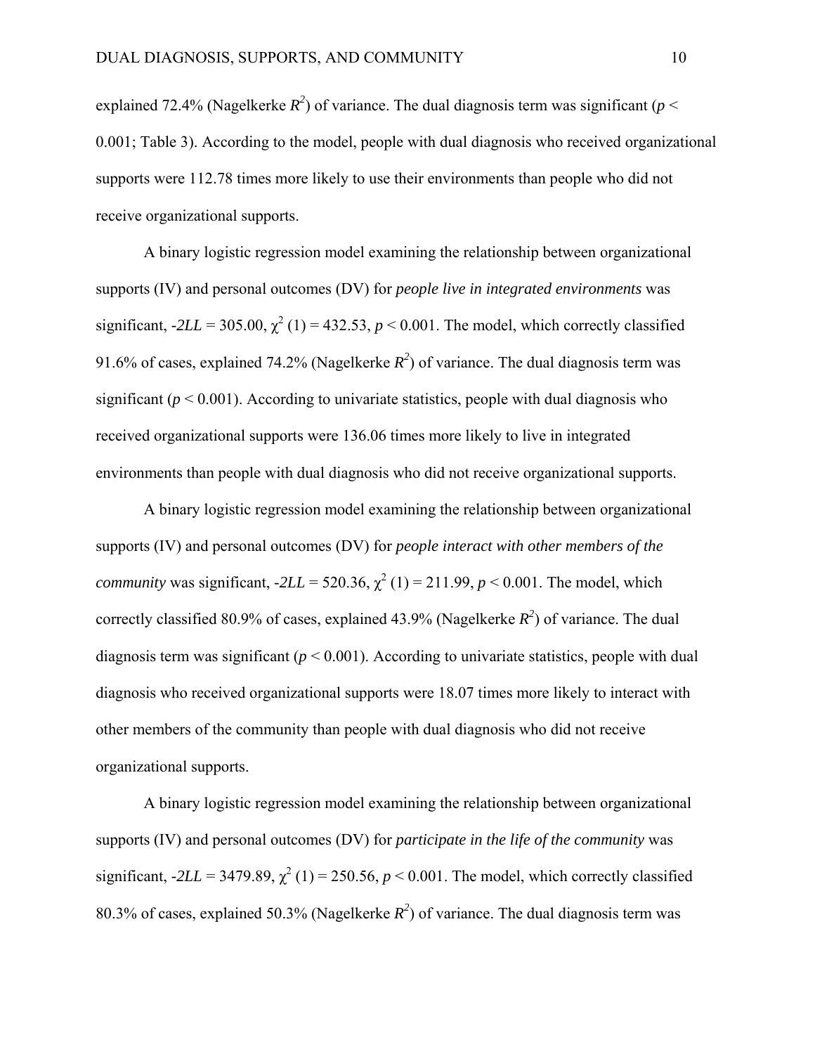explained 72.4% (Nagelkerke $R^2$) of variance. The dual diagnosis term was significant ($p < 0.001$; Table 3). According to the model, people with dual diagnosis who received organizational supports were 112.78 times more likely to use their environments than people who did not receive organizational supports.

A binary logistic regression model examining the relationship between organizational supports (IV) and personal outcomes (DV) for *people live in integrated environments* was significant, $-2LL = 305.00$, $\chi^2(1) = 432.53$, $p < 0.001$. The model, which correctly classified 91.6% of cases, explained 74.2% (Nagelkerke $R^2$) of variance. The dual diagnosis term was significant ($p < 0.001$). According to univariate statistics, people with dual diagnosis who received organizational supports were 136.06 times more likely to live in integrated environments than people with dual diagnosis who did not receive organizational supports.

A binary logistic regression model examining the relationship between organizational supports (IV) and personal outcomes (DV) for *people interact with other members of the community* was significant, $-2LL = 520.36$, $\chi^2(1) = 211.99$, $p < 0.001$. The model, which correctly classified 80.9% of cases, explained 43.9% (Nagelkerke $R^2$) of variance. The dual diagnosis term was significant ($p < 0.001$). According to univariate statistics, people with dual diagnosis who received organizational supports were 18.07 times more likely to interact with other members of the community than people with dual diagnosis who did not receive organizational supports.

A binary logistic regression model examining the relationship between organizational supports (IV) and personal outcomes (DV) for *participate in the life of the community* was significant, $-2LL = 3479.89$, $\chi^2(1) = 250.56$, $p < 0.001$. The model, which correctly classified 80.3% of cases, explained 50.3% (Nagelkerke $R^2$) of variance. The dual diagnosis term was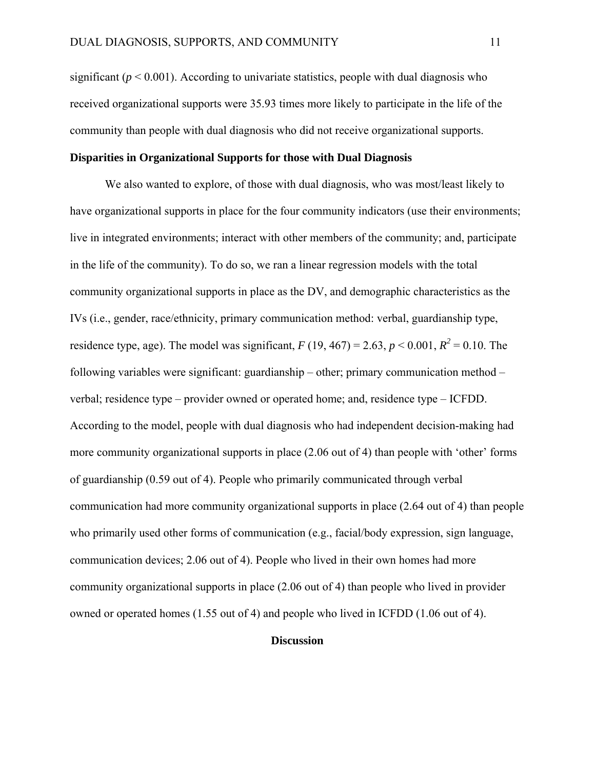significant ($p < 0.001$). According to univariate statistics, people with dual diagnosis who received organizational supports were 35.93 times more likely to participate in the life of the community than people with dual diagnosis who did not receive organizational supports.

**Disparities in Organizational Supports for those with Dual Diagnosis**

We also wanted to explore, of those with dual diagnosis, who was most/least likely to have organizational supports in place for the four community indicators (use their environments; live in integrated environments; interact with other members of the community; and, participate in the life of the community). To do so, we ran a linear regression models with the total community organizational supports in place as the DV, and demographic characteristics as the IVs (i.e., gender, race/ethnicity, primary communication method: verbal, guardianship type, residence type, age). The model was significant, $F$ (19, 467) = 2.63, $p < 0.001$, $R^2 = 0.10$. The following variables were significant: guardianship – other; primary communication method – verbal; residence type – provider owned or operated home; and, residence type – ICFDD. According to the model, people with dual diagnosis who had independent decision-making had more community organizational supports in place (2.06 out of 4) than people with 'other' forms of guardianship (0.59 out of 4). People who primarily communicated through verbal communication had more community organizational supports in place (2.64 out of 4) than people who primarily used other forms of communication (e.g., facial/body expression, sign language, communication devices; 2.06 out of 4). People who lived in their own homes had more community organizational supports in place (2.06 out of 4) than people who lived in provider owned or operated homes (1.55 out of 4) and people who lived in ICFDD (1.06 out of 4).

## Discussion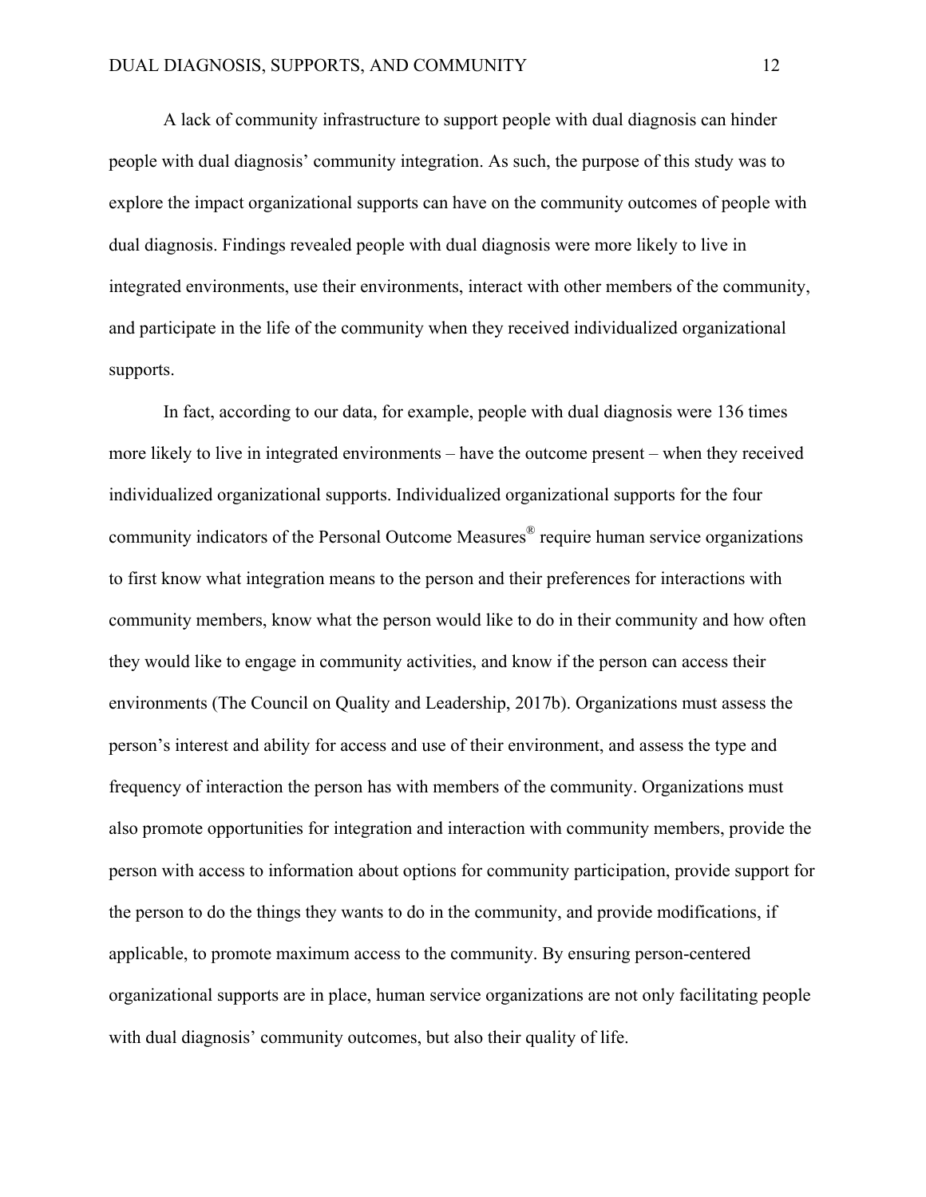A lack of community infrastructure to support people with dual diagnosis can hinder people with dual diagnosis' community integration. As such, the purpose of this study was to explore the impact organizational supports can have on the community outcomes of people with dual diagnosis. Findings revealed people with dual diagnosis were more likely to live in integrated environments, use their environments, interact with other members of the community, and participate in the life of the community when they received individualized organizational supports.

In fact, according to our data, for example, people with dual diagnosis were 136 times more likely to live in integrated environments – have the outcome present – when they received individualized organizational supports. Individualized organizational supports for the four community indicators of the Personal Outcome Measures® require human service organizations to first know what integration means to the person and their preferences for interactions with community members, know what the person would like to do in their community and how often they would like to engage in community activities, and know if the person can access their environments (The Council on Quality and Leadership, 2017b). Organizations must assess the person's interest and ability for access and use of their environment, and assess the type and frequency of interaction the person has with members of the community. Organizations must also promote opportunities for integration and interaction with community members, provide the person with access to information about options for community participation, provide support for the person to do the things they wants to do in the community, and provide modifications, if applicable, to promote maximum access to the community. By ensuring person-centered organizational supports are in place, human service organizations are not only facilitating people with dual diagnosis' community outcomes, but also their quality of life.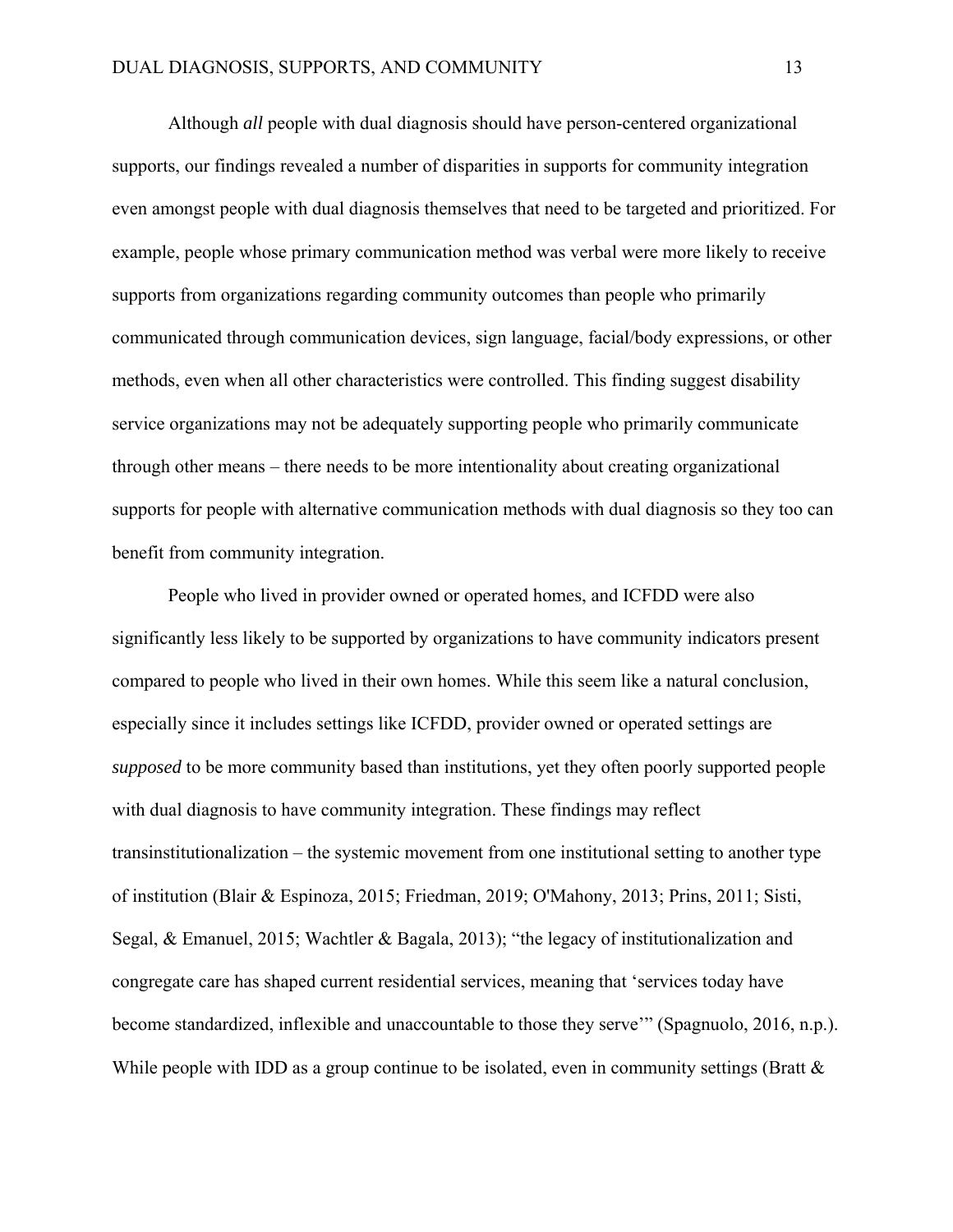Although *all* people with dual diagnosis should have person-centered organizational supports, our findings revealed a number of disparities in supports for community integration even amongst people with dual diagnosis themselves that need to be targeted and prioritized. For example, people whose primary communication method was verbal were more likely to receive supports from organizations regarding community outcomes than people who primarily communicated through communication devices, sign language, facial/body expressions, or other methods, even when all other characteristics were controlled. This finding suggest disability service organizations may not be adequately supporting people who primarily communicate through other means – there needs to be more intentionality about creating organizational supports for people with alternative communication methods with dual diagnosis so they too can benefit from community integration.

People who lived in provider owned or operated homes, and ICFDD were also significantly less likely to be supported by organizations to have community indicators present compared to people who lived in their own homes. While this seem like a natural conclusion, especially since it includes settings like ICFDD, provider owned or operated settings are *supposed* to be more community based than institutions, yet they often poorly supported people with dual diagnosis to have community integration. These findings may reflect transinstitutionalization – the systemic movement from one institutional setting to another type of institution (Blair & Espinoza, 2015; Friedman, 2019; O'Mahony, 2013; Prins, 2011; Sisti, Segal, & Emanuel, 2015; Wachtler & Bagala, 2013); "the legacy of institutionalization and congregate care has shaped current residential services, meaning that 'services today have become standardized, inflexible and unaccountable to those they serve'" (Spagnuolo, 2016, n.p.). While people with IDD as a group continue to be isolated, even in community settings (Bratt &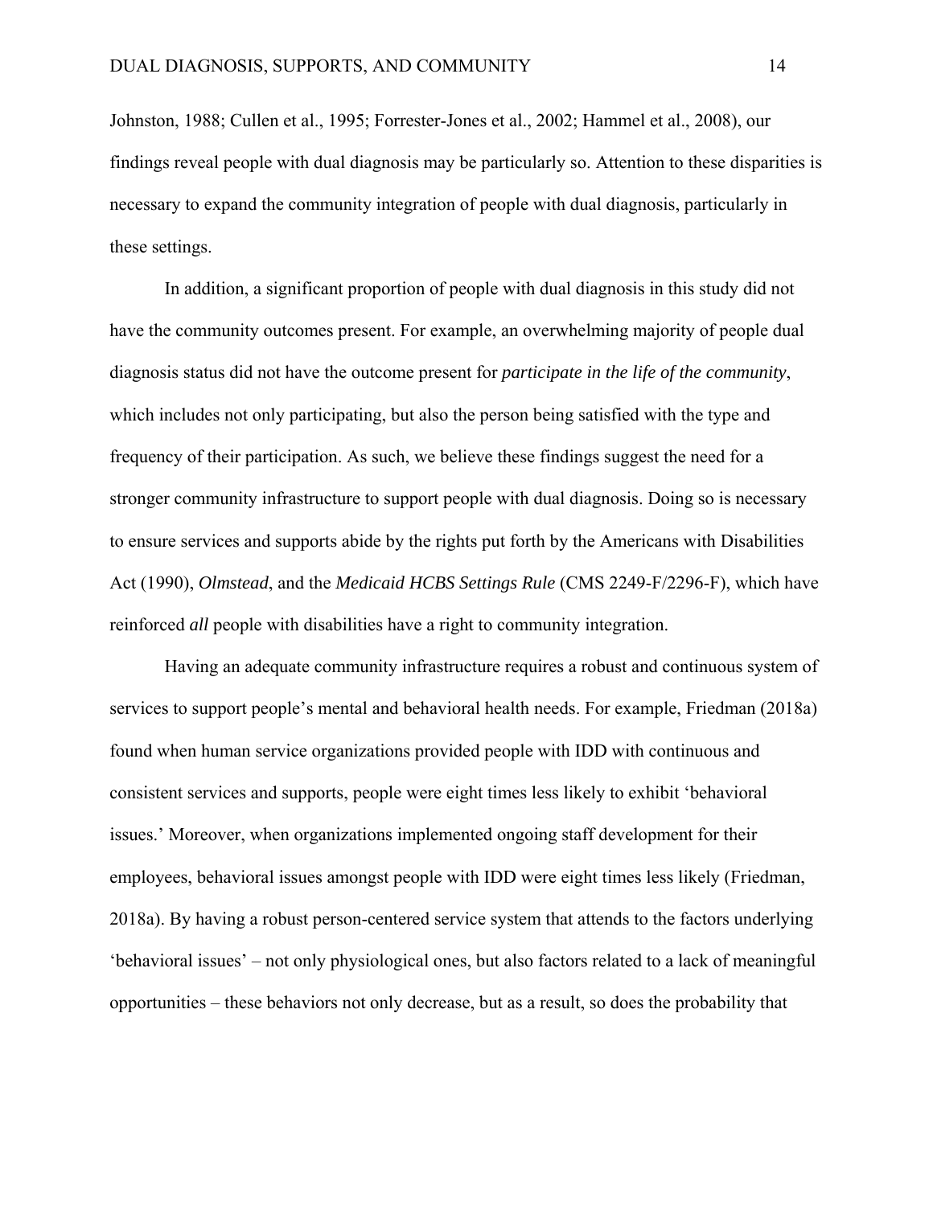Johnston, 1988; Cullen et al., 1995; Forrester-Jones et al., 2002; Hammel et al., 2008), our findings reveal people with dual diagnosis may be particularly so. Attention to these disparities is necessary to expand the community integration of people with dual diagnosis, particularly in these settings.

In addition, a significant proportion of people with dual diagnosis in this study did not have the community outcomes present. For example, an overwhelming majority of people dual diagnosis status did not have the outcome present for *participate in the life of the community*, which includes not only participating, but also the person being satisfied with the type and frequency of their participation. As such, we believe these findings suggest the need for a stronger community infrastructure to support people with dual diagnosis. Doing so is necessary to ensure services and supports abide by the rights put forth by the Americans with Disabilities Act (1990), *Olmstead*, and the *Medicaid HCBS Settings Rule* (CMS 2249-F/2296-F), which have reinforced *all* people with disabilities have a right to community integration.

Having an adequate community infrastructure requires a robust and continuous system of services to support people's mental and behavioral health needs. For example, Friedman (2018a) found when human service organizations provided people with IDD with continuous and consistent services and supports, people were eight times less likely to exhibit 'behavioral issues.' Moreover, when organizations implemented ongoing staff development for their employees, behavioral issues amongst people with IDD were eight times less likely (Friedman, 2018a). By having a robust person-centered service system that attends to the factors underlying 'behavioral issues' – not only physiological ones, but also factors related to a lack of meaningful opportunities – these behaviors not only decrease, but as a result, so does the probability that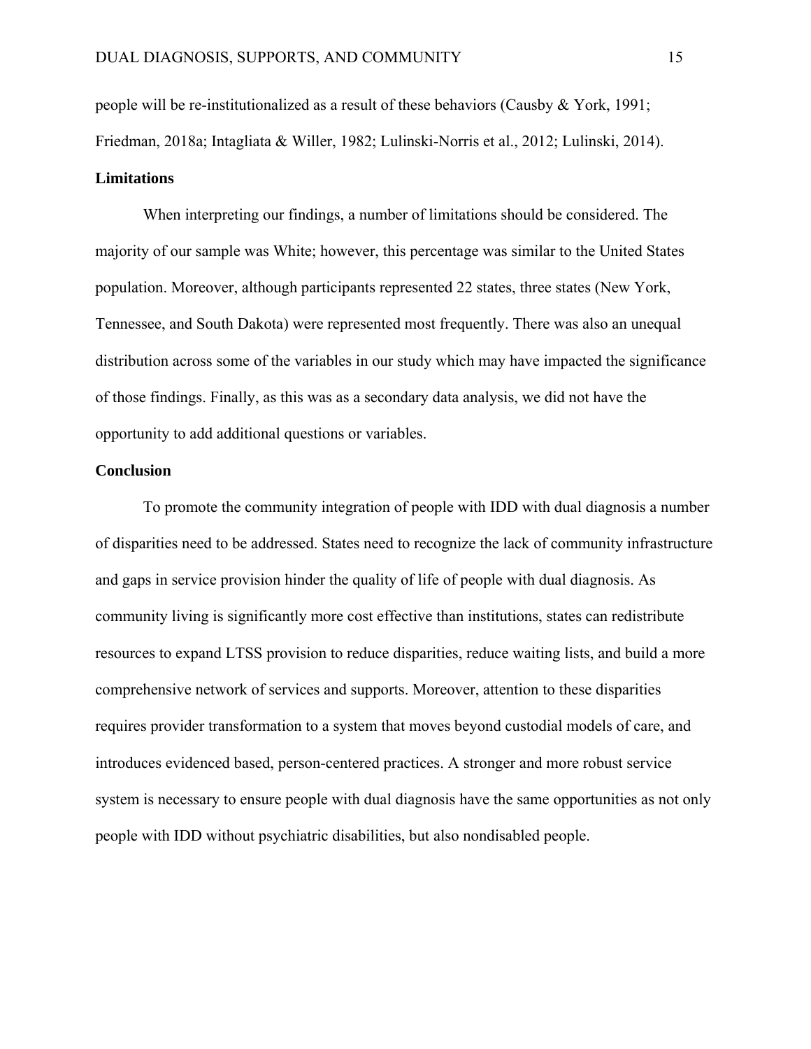people will be re-institutionalized as a result of these behaviors (Causby & York, 1991; Friedman, 2018a; Intagliata & Willer, 1982; Lulinski-Norris et al., 2012; Lulinski, 2014).

## Limitations

When interpreting our findings, a number of limitations should be considered. The majority of our sample was White; however, this percentage was similar to the United States population. Moreover, although participants represented 22 states, three states (New York, Tennessee, and South Dakota) were represented most frequently. There was also an unequal distribution across some of the variables in our study which may have impacted the significance of those findings. Finally, as this was as a secondary data analysis, we did not have the opportunity to add additional questions or variables.

## Conclusion

To promote the community integration of people with IDD with dual diagnosis a number of disparities need to be addressed. States need to recognize the lack of community infrastructure and gaps in service provision hinder the quality of life of people with dual diagnosis. As community living is significantly more cost effective than institutions, states can redistribute resources to expand LTSS provision to reduce disparities, reduce waiting lists, and build a more comprehensive network of services and supports. Moreover, attention to these disparities requires provider transformation to a system that moves beyond custodial models of care, and introduces evidenced based, person-centered practices. A stronger and more robust service system is necessary to ensure people with dual diagnosis have the same opportunities as not only people with IDD without psychiatric disabilities, but also nondisabled people.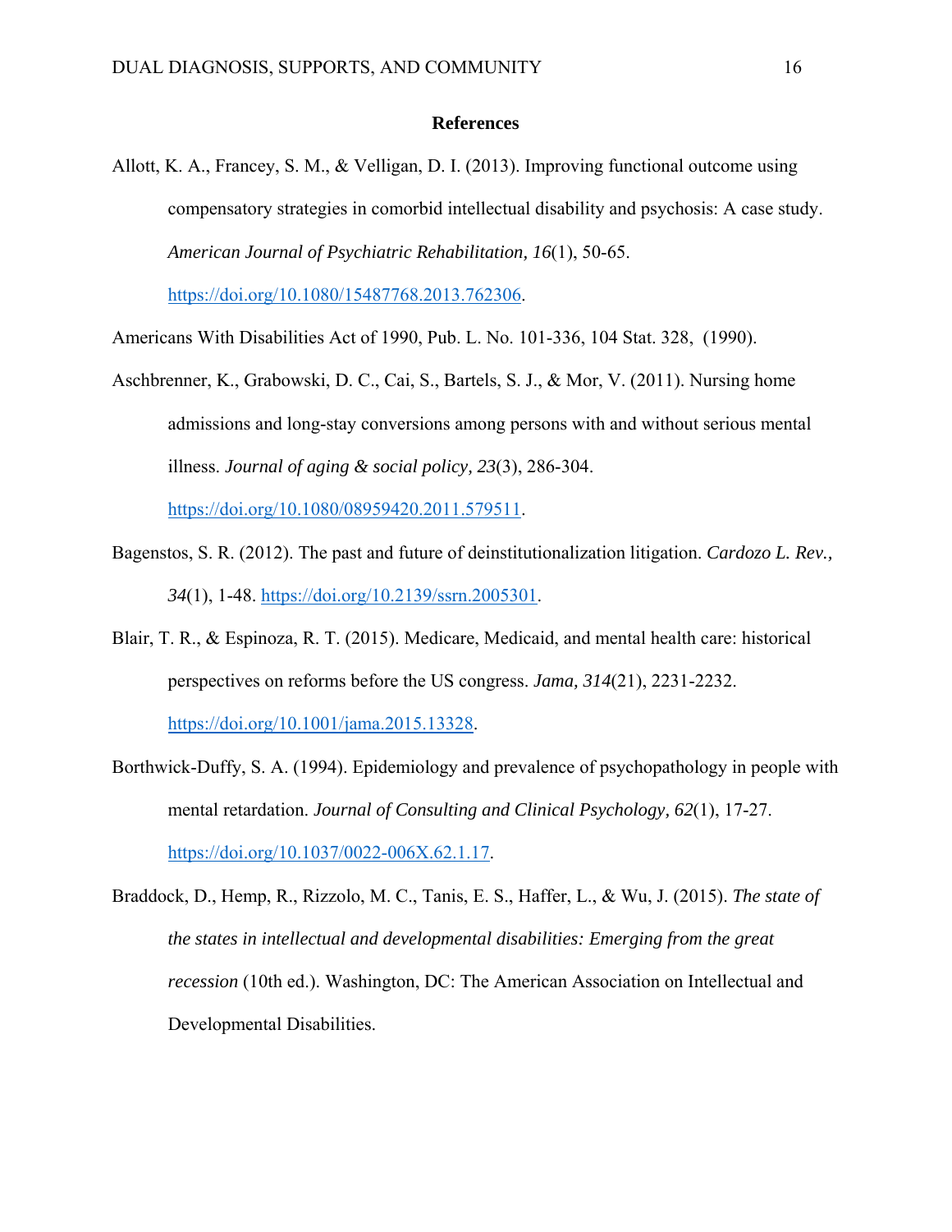**References**

Allott, K. A., Francey, S. M., & Velligan, D. I. (2013). Improving functional outcome using compensatory strategies in comorbid intellectual disability and psychosis: A case study. *American Journal of Psychiatric Rehabilitation, 16*(1), 50-65. https://doi.org/10.1080/15487768.2013.762306.

Americans With Disabilities Act of 1990, Pub. L. No. 101-336, 104 Stat. 328, (1990).

Aschbrenner, K., Grabowski, D. C., Cai, S., Bartels, S. J., & Mor, V. (2011). Nursing home admissions and long-stay conversions among persons with and without serious mental illness. *Journal of aging & social policy, 23*(3), 286-304. https://doi.org/10.1080/08959420.2011.579511.

Bagenstos, S. R. (2012). The past and future of deinstitutionalization litigation. *Cardozo L. Rev., 34*(1), 1-48. https://doi.org/10.2139/ssrn.2005301.

Blair, T. R., & Espinoza, R. T. (2015). Medicare, Medicaid, and mental health care: historical perspectives on reforms before the US congress. *Jama, 314*(21), 2231-2232. https://doi.org/10.1001/jama.2015.13328.

Borthwick-Duffy, S. A. (1994). Epidemiology and prevalence of psychopathology in people with mental retardation. *Journal of Consulting and Clinical Psychology, 62*(1), 17-27. https://doi.org/10.1037/0022-006X.62.1.17.

Braddock, D., Hemp, R., Rizzolo, M. C., Tanis, E. S., Haffer, L., & Wu, J. (2015). *The state of the states in intellectual and developmental disabilities: Emerging from the great recession* (10th ed.). Washington, DC: The American Association on Intellectual and Developmental Disabilities.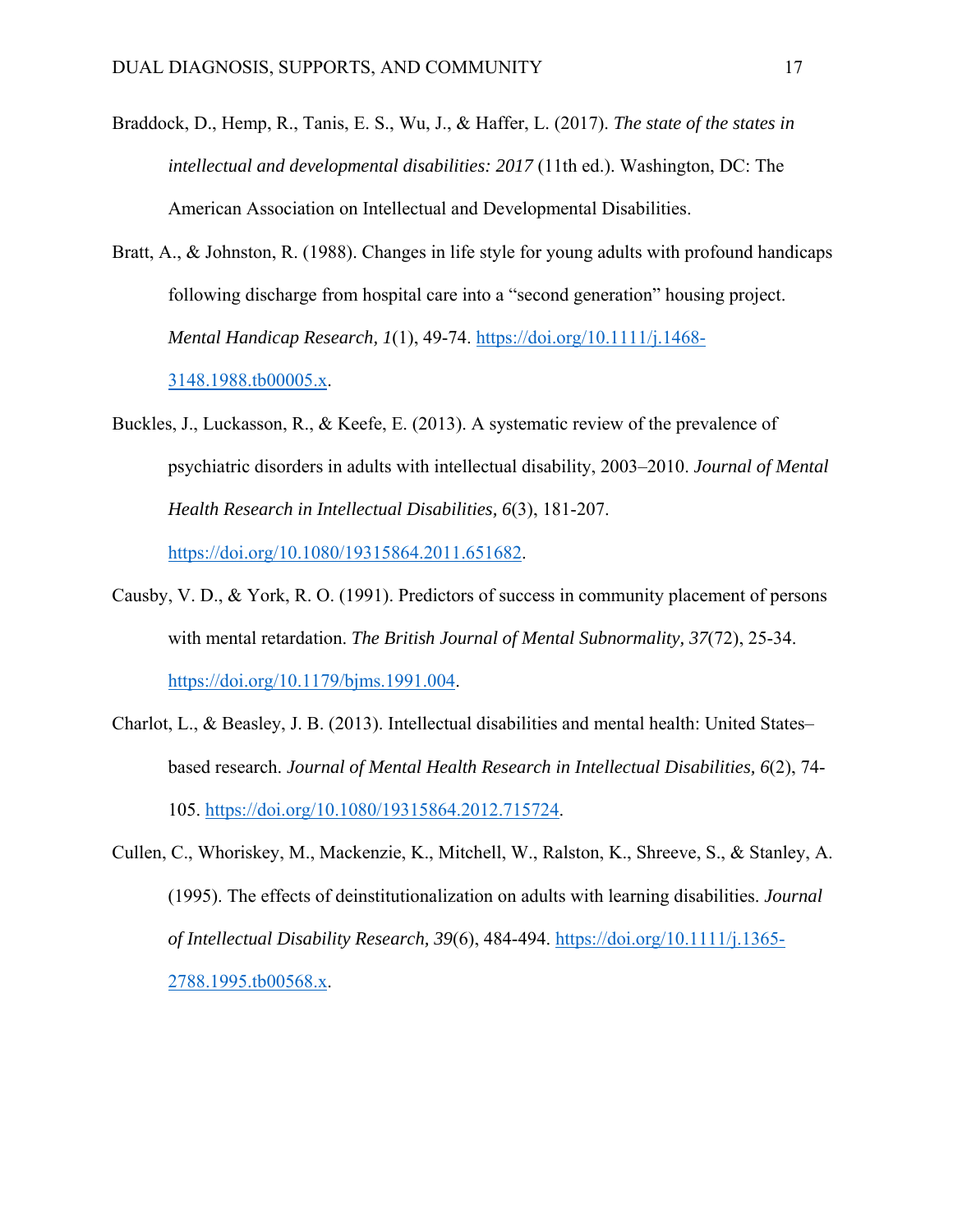Braddock, D., Hemp, R., Tanis, E. S., Wu, J., & Haffer, L. (2017). *The state of the states in intellectual and developmental disabilities: 2017* (11th ed.). Washington, DC: The American Association on Intellectual and Developmental Disabilities.

Bratt, A., & Johnston, R. (1988). Changes in life style for young adults with profound handicaps following discharge from hospital care into a "second generation" housing project. *Mental Handicap Research, 1*(1), 49-74. https://doi.org/10.1111/j.1468-3148.1988.tb00005.x.

Buckles, J., Luckasson, R., & Keefe, E. (2013). A systematic review of the prevalence of psychiatric disorders in adults with intellectual disability, 2003–2010. *Journal of Mental Health Research in Intellectual Disabilities, 6*(3), 181-207. https://doi.org/10.1080/19315864.2011.651682.

Causby, V. D., & York, R. O. (1991). Predictors of success in community placement of persons with mental retardation. *The British Journal of Mental Subnormality, 37*(72), 25-34. https://doi.org/10.1179/bjms.1991.004.

Charlot, L., & Beasley, J. B. (2013). Intellectual disabilities and mental health: United States–based research. *Journal of Mental Health Research in Intellectual Disabilities, 6*(2), 74-105. https://doi.org/10.1080/19315864.2012.715724.

Cullen, C., Whoriskey, M., Mackenzie, K., Mitchell, W., Ralston, K., Shreeve, S., & Stanley, A. (1995). The effects of deinstitutionalization on adults with learning disabilities. *Journal of Intellectual Disability Research, 39*(6), 484-494. https://doi.org/10.1111/j.1365-2788.1995.tb00568.x.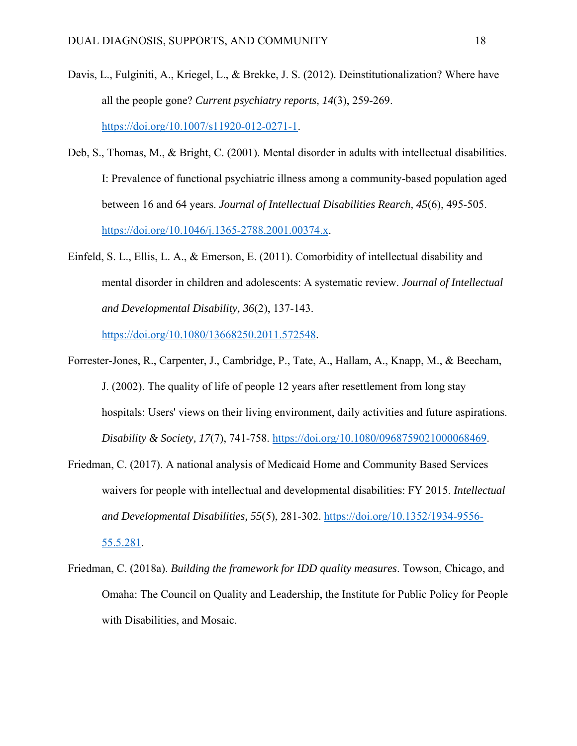Davis, L., Fulginiti, A., Kriegel, L., & Brekke, J. S. (2012). Deinstitutionalization? Where have all the people gone? *Current psychiatry reports, 14*(3), 259-269. https://doi.org/10.1007/s11920-012-0271-1.

Deb, S., Thomas, M., & Bright, C. (2001). Mental disorder in adults with intellectual disabilities. I: Prevalence of functional psychiatric illness among a community-based population aged between 16 and 64 years. *Journal of Intellectual Disabilities Rearch, 45*(6), 495-505. https://doi.org/10.1046/j.1365-2788.2001.00374.x.

Einfeld, S. L., Ellis, L. A., & Emerson, E. (2011). Comorbidity of intellectual disability and mental disorder in children and adolescents: A systematic review. *Journal of Intellectual and Developmental Disability, 36*(2), 137-143. https://doi.org/10.1080/13668250.2011.572548.

Forrester-Jones, R., Carpenter, J., Cambridge, P., Tate, A., Hallam, A., Knapp, M., & Beecham, J. (2002). The quality of life of people 12 years after resettlement from long stay hospitals: Users' views on their living environment, daily activities and future aspirations. *Disability & Society, 17*(7), 741-758. https://doi.org/10.1080/0968759021000068469.

Friedman, C. (2017). A national analysis of Medicaid Home and Community Based Services waivers for people with intellectual and developmental disabilities: FY 2015. *Intellectual and Developmental Disabilities, 55*(5), 281-302. https://doi.org/10.1352/1934-9556-55.5.281.

Friedman, C. (2018a). *Building the framework for IDD quality measures*. Towson, Chicago, and Omaha: The Council on Quality and Leadership, the Institute for Public Policy for People with Disabilities, and Mosaic.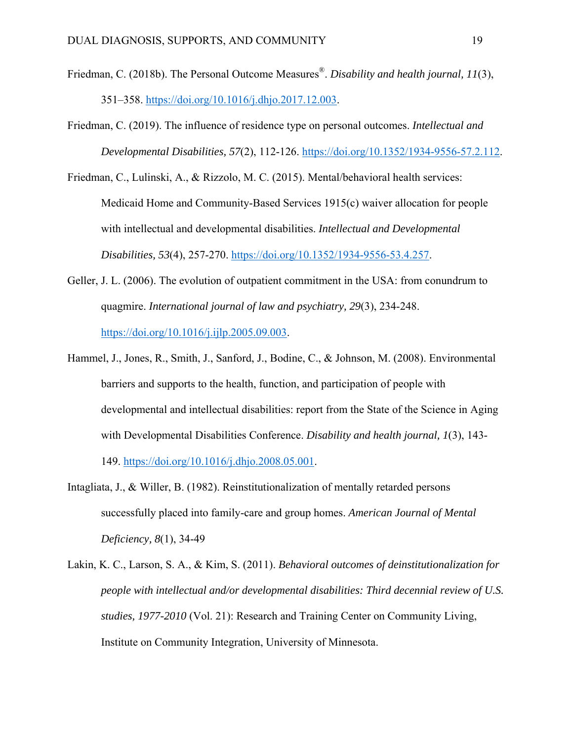Friedman, C. (2018b). The Personal Outcome Measures®. *Disability and health journal, 11*(3), 351–358. https://doi.org/10.1016/j.dhjo.2017.12.003.

Friedman, C. (2019). The influence of residence type on personal outcomes. *Intellectual and Developmental Disabilities, 57*(2), 112-126. https://doi.org/10.1352/1934-9556-57.2.112.

Friedman, C., Lulinski, A., & Rizzolo, M. C. (2015). Mental/behavioral health services: Medicaid Home and Community-Based Services 1915(c) waiver allocation for people with intellectual and developmental disabilities. *Intellectual and Developmental Disabilities, 53*(4), 257-270. https://doi.org/10.1352/1934-9556-53.4.257.

Geller, J. L. (2006). The evolution of outpatient commitment in the USA: from conundrum to quagmire. *International journal of law and psychiatry, 29*(3), 234-248. https://doi.org/10.1016/j.ijlp.2005.09.003.

Hammel, J., Jones, R., Smith, J., Sanford, J., Bodine, C., & Johnson, M. (2008). Environmental barriers and supports to the health, function, and participation of people with developmental and intellectual disabilities: report from the State of the Science in Aging with Developmental Disabilities Conference. *Disability and health journal, 1*(3), 143-149. https://doi.org/10.1016/j.dhjo.2008.05.001.

Intagliata, J., & Willer, B. (1982). Reinstitutionalization of mentally retarded persons successfully placed into family-care and group homes. *American Journal of Mental Deficiency, 8*(1), 34-49

Lakin, K. C., Larson, S. A., & Kim, S. (2011). *Behavioral outcomes of deinstitutionalization for people with intellectual and/or developmental disabilities: Third decennial review of U.S. studies, 1977-2010* (Vol. 21): Research and Training Center on Community Living, Institute on Community Integration, University of Minnesota.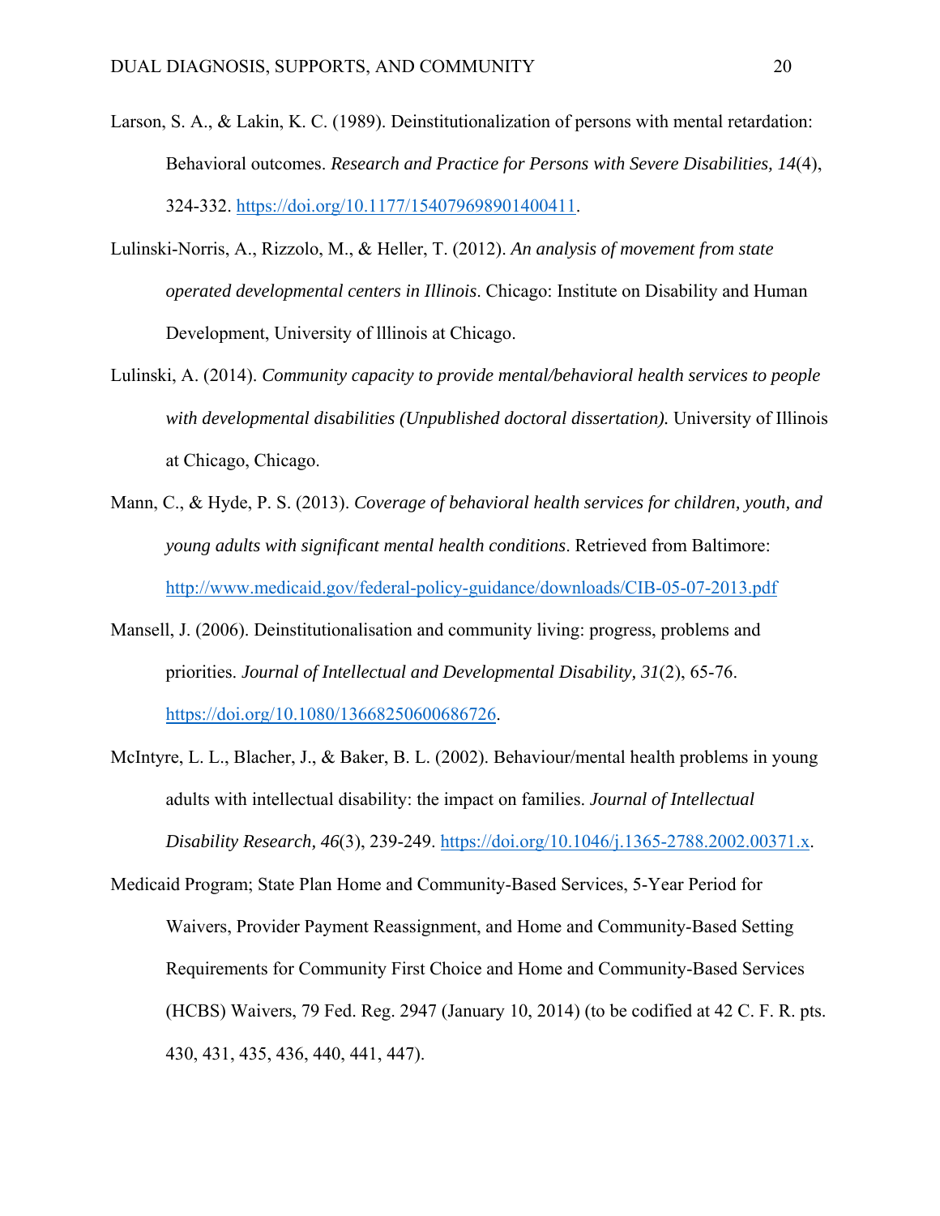Larson, S. A., & Lakin, K. C. (1989). Deinstitutionalization of persons with mental retardation: Behavioral outcomes. *Research and Practice for Persons with Severe Disabilities, 14*(4), 324-332. https://doi.org/10.1177/154079698901400411.

Lulinski-Norris, A., Rizzolo, M., & Heller, T. (2012). *An analysis of movement from state operated developmental centers in Illinois*. Chicago: Institute on Disability and Human Development, University of lllinois at Chicago.

Lulinski, A. (2014). *Community capacity to provide mental/behavioral health services to people with developmental disabilities (Unpublished doctoral dissertation).* University of Illinois at Chicago, Chicago.

Mann, C., & Hyde, P. S. (2013). *Coverage of behavioral health services for children, youth, and young adults with significant mental health conditions*. Retrieved from Baltimore: http://www.medicaid.gov/federal-policy-guidance/downloads/CIB-05-07-2013.pdf

Mansell, J. (2006). Deinstitutionalisation and community living: progress, problems and priorities. *Journal of Intellectual and Developmental Disability, 31*(2), 65-76. https://doi.org/10.1080/13668250600686726.

McIntyre, L. L., Blacher, J., & Baker, B. L. (2002). Behaviour/mental health problems in young adults with intellectual disability: the impact on families. *Journal of Intellectual Disability Research, 46*(3), 239-249. https://doi.org/10.1046/j.1365-2788.2002.00371.x.

Medicaid Program; State Plan Home and Community-Based Services, 5-Year Period for Waivers, Provider Payment Reassignment, and Home and Community-Based Setting Requirements for Community First Choice and Home and Community-Based Services (HCBS) Waivers, 79 Fed. Reg. 2947 (January 10, 2014) (to be codified at 42 C. F. R. pts. 430, 431, 435, 436, 440, 441, 447).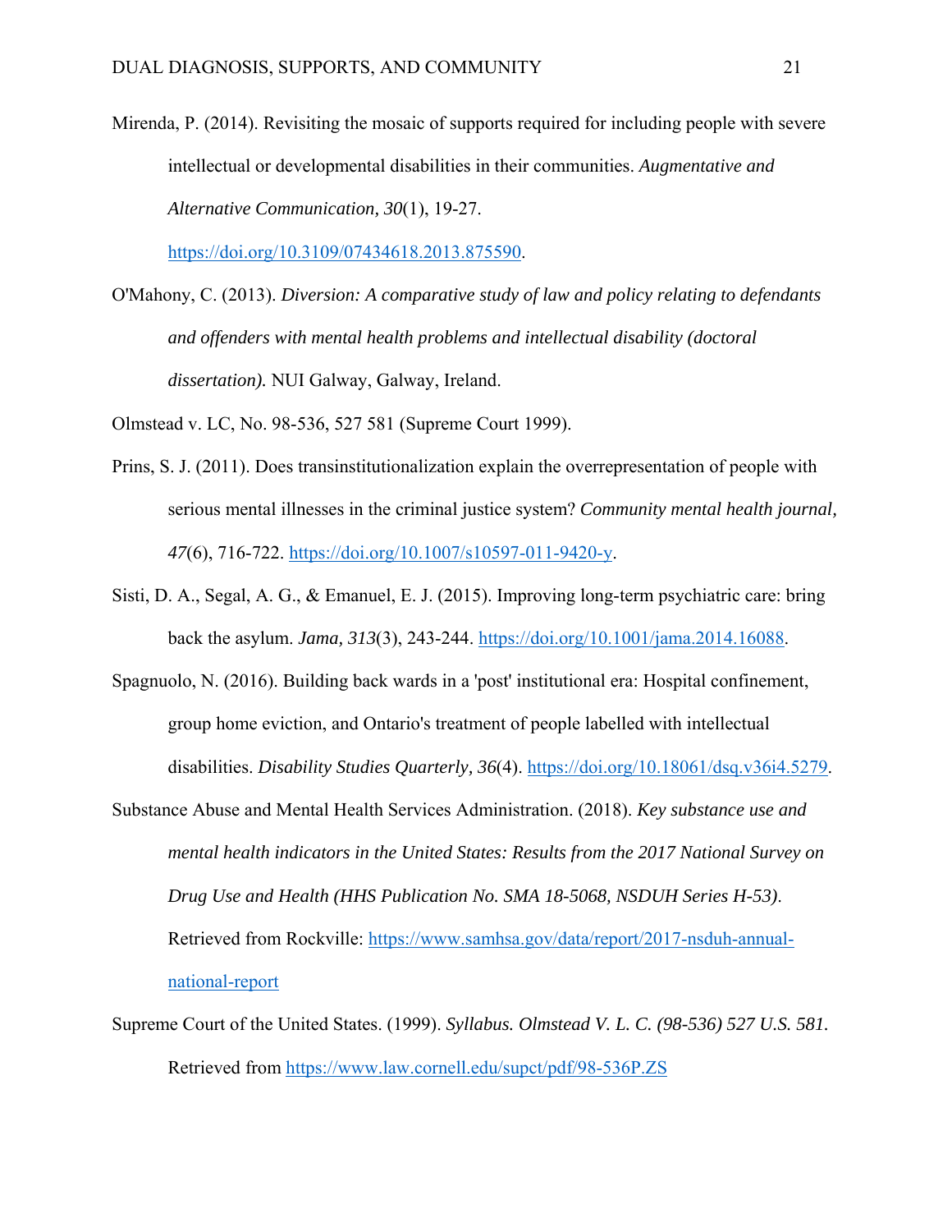Mirenda, P. (2014). Revisiting the mosaic of supports required for including people with severe intellectual or developmental disabilities in their communities. *Augmentative and Alternative Communication, 30*(1), 19-27. https://doi.org/10.3109/07434618.2013.875590.

O'Mahony, C. (2013). *Diversion: A comparative study of law and policy relating to defendants and offenders with mental health problems and intellectual disability (doctoral dissertation).* NUI Galway, Galway, Ireland.

Olmstead v. LC, No. 98-536, 527 581 (Supreme Court 1999).

Prins, S. J. (2011). Does transinstitutionalization explain the overrepresentation of people with serious mental illnesses in the criminal justice system? *Community mental health journal, 47*(6), 716-722. https://doi.org/10.1007/s10597-011-9420-y.

Sisti, D. A., Segal, A. G., & Emanuel, E. J. (2015). Improving long-term psychiatric care: bring back the asylum. *Jama, 313*(3), 243-244. https://doi.org/10.1001/jama.2014.16088.

Spagnuolo, N. (2016). Building back wards in a 'post' institutional era: Hospital confinement, group home eviction, and Ontario's treatment of people labelled with intellectual disabilities. *Disability Studies Quarterly, 36*(4). https://doi.org/10.18061/dsq.v36i4.5279.

Substance Abuse and Mental Health Services Administration. (2018). *Key substance use and mental health indicators in the United States: Results from the 2017 National Survey on Drug Use and Health (HHS Publication No. SMA 18-5068, NSDUH Series H-53).* Retrieved from Rockville: https://www.samhsa.gov/data/report/2017-nsduh-annual-national-report

Supreme Court of the United States. (1999). *Syllabus. Olmstead V. L. C. (98-536) 527 U.S. 581.* Retrieved from https://www.law.cornell.edu/supct/pdf/98-536P.ZS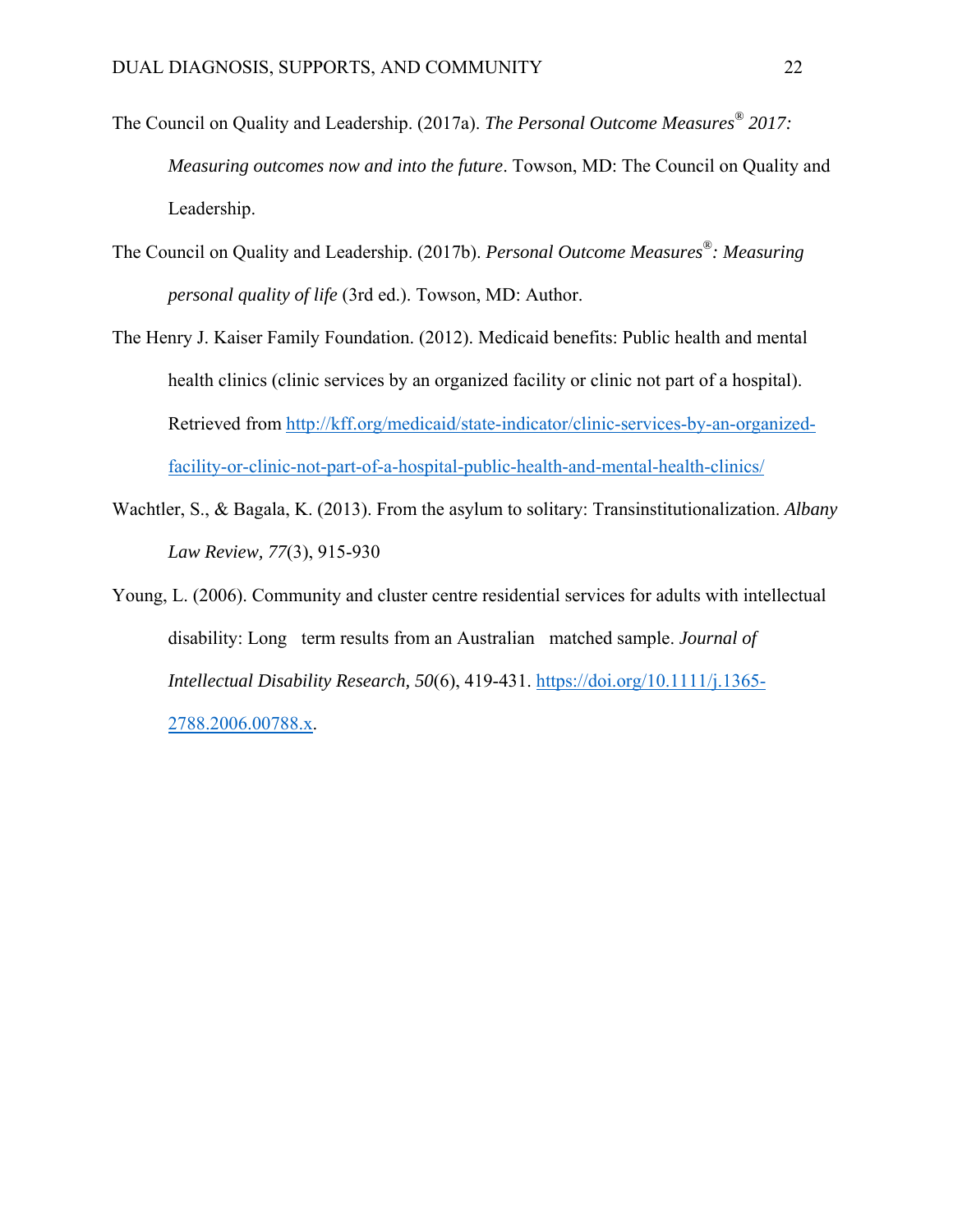The Council on Quality and Leadership. (2017a). *The Personal Outcome Measures® 2017: Measuring outcomes now and into the future*. Towson, MD: The Council on Quality and Leadership.

The Council on Quality and Leadership. (2017b). *Personal Outcome Measures®: Measuring personal quality of life* (3rd ed.). Towson, MD: Author.

The Henry J. Kaiser Family Foundation. (2012). Medicaid benefits: Public health and mental health clinics (clinic services by an organized facility or clinic not part of a hospital). Retrieved from http://kff.org/medicaid/state-indicator/clinic-services-by-an-organized-facility-or-clinic-not-part-of-a-hospital-public-health-and-mental-health-clinics/

Wachtler, S., & Bagala, K. (2013). From the asylum to solitary: Transinstitutionalization. *Albany Law Review, 77*(3), 915-930

Young, L. (2006). Community and cluster centre residential services for adults with intellectual disability: Long term results from an Australian matched sample. *Journal of Intellectual Disability Research, 50*(6), 419-431. https://doi.org/10.1111/j.1365-2788.2006.00788.x.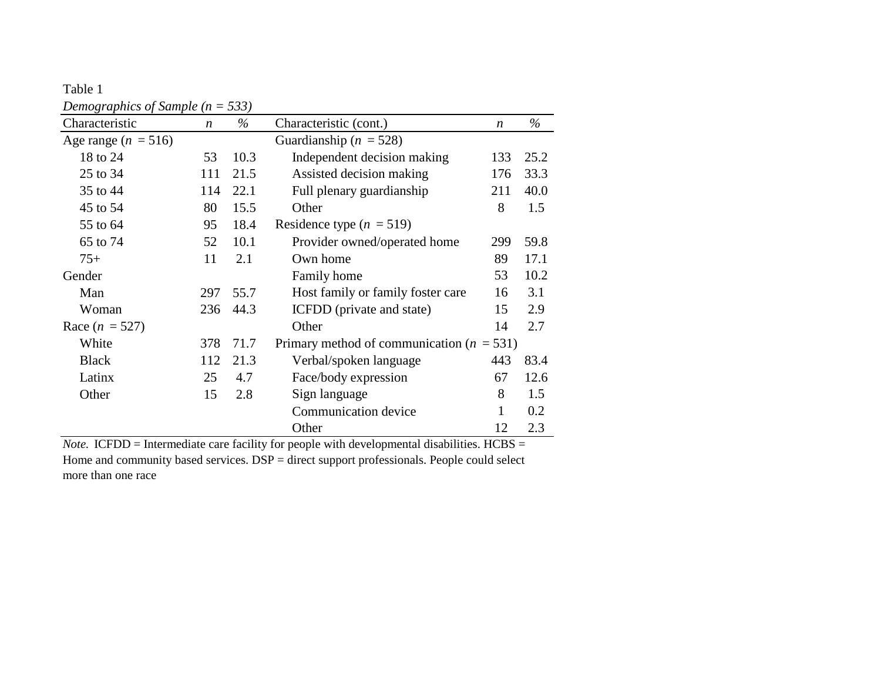Table 1

*Demographics of Sample (n = 533)*

| Characteristic | *n* | % | Characteristic (cont.) | *n* | % |
|---|---|---|---|---|---|
| Age range (*n* = 516) | | | Guardianship (*n* = 528) | | |
| 18 to 24 | 53 | 10.3 | Independent decision making | 133 | 25.2 |
| 25 to 34 | 111 | 21.5 | Assisted decision making | 176 | 33.3 |
| 35 to 44 | 114 | 22.1 | Full plenary guardianship | 211 | 40.0 |
| 45 to 54 | 80 | 15.5 | Other | 8 | 1.5 |
| 55 to 64 | 95 | 18.4 | Residence type (*n* = 519) | | |
| 65 to 74 | 52 | 10.1 | Provider owned/operated home | 299 | 59.8 |
| 75+ | 11 | 2.1 | Own home | 89 | 17.1 |
| Gender | | | Family home | 53 | 10.2 |
| Man | 297 | 55.7 | Host family or family foster care | 16 | 3.1 |
| Woman | 236 | 44.3 | ICFDD (private and state) | 15 | 2.9 |
| Race (*n* = 527) | | | Other | 14 | 2.7 |
| White | 378 | 71.7 | Primary method of communication (*n* = 531) | | |
| Black | 112 | 21.3 | Verbal/spoken language | 443 | 83.4 |
| Latinx | 25 | 4.7 | Face/body expression | 67 | 12.6 |
| Other | 15 | 2.8 | Sign language | 8 | 1.5 |
| | | | Communication device | 1 | 0.2 |
| | | | Other | 12 | 2.3 |

*Note.* ICFDD = Intermediate care facility for people with developmental disabilities. HCBS = Home and community based services. DSP = direct support professionals. People could select more than one race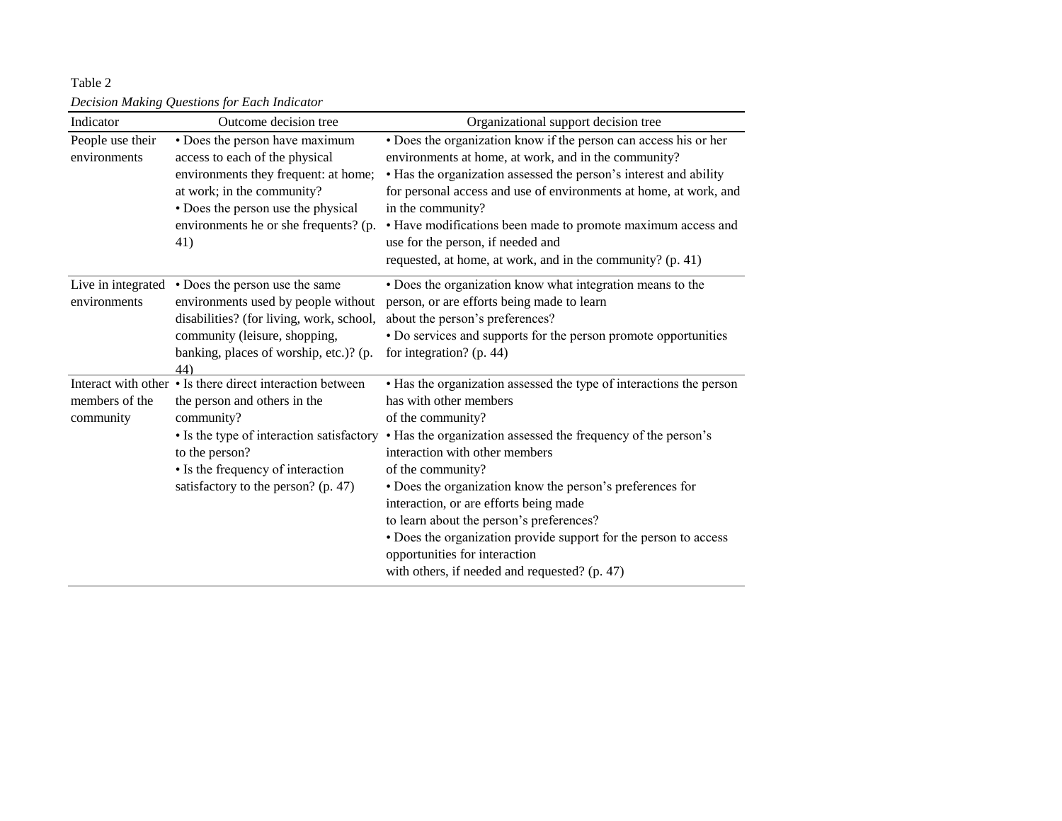Table 2

*Decision Making Questions for Each Indicator*

| Indicator | Outcome decision tree | Organizational support decision tree |
|---|---|---|
| People use their environments | • Does the person have maximum access to each of the physical environments they frequent: at home; at work; in the community? • Does the person use the physical environments he or she frequents? (p. 41) | • Does the organization know if the person can access his or her environments at home, at work, and in the community? • Has the organization assessed the person's interest and ability for personal access and use of environments at home, at work, and in the community? • Have modifications been made to promote maximum access and use for the person, if needed and requested, at home, at work, and in the community? (p. 41) |
| Live in integrated environments | • Does the person use the same environments used by people without disabilities? (for living, work, school, community (leisure, shopping, banking, places of worship, etc.)? (p. 44) | • Does the organization know what integration means to the person, or are efforts being made to learn about the person's preferences? • Do services and supports for the person promote opportunities for integration? (p. 44) |
| Interact with other members of the community | • Is there direct interaction between the person and others in the community? • Is the type of interaction satisfactory to the person? • Is the frequency of interaction satisfactory to the person? (p. 47) | • Has the organization assessed the type of interactions the person has with other members of the community? • Has the organization assessed the frequency of the person's interaction with other members of the community? • Does the organization know the person's preferences for interaction, or are efforts being made to learn about the person's preferences? • Does the organization provide support for the person to access opportunities for interaction with others, if needed and requested? (p. 47) |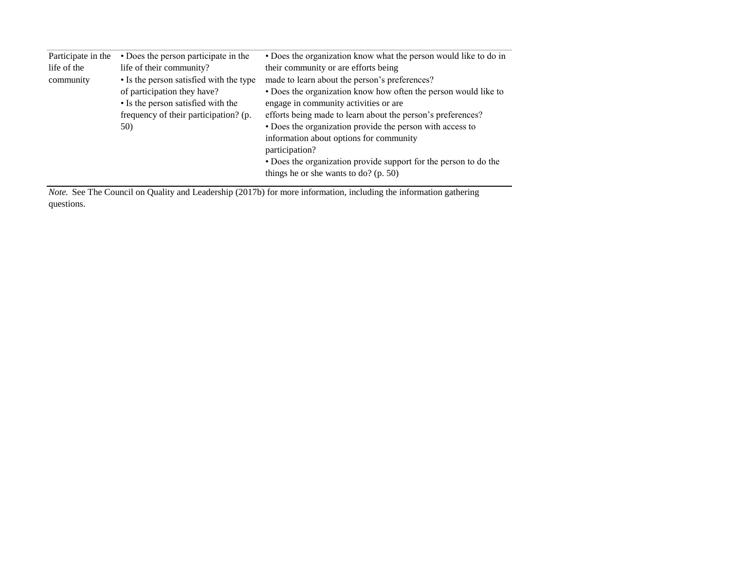| | | |
|---|---|---|
| Participate in the life of the community | • Does the person participate in the life of their community?<br>• Is the person satisfied with the type of participation they have?<br>• Is the person satisfied with the frequency of their participation? (p. 50) | • Does the organization know what the person would like to do in their community or are efforts being made to learn about the person's preferences?<br>• Does the organization know how often the person would like to engage in community activities or are efforts being made to learn about the person's preferences?<br>• Does the organization provide the person with access to information about options for community participation?<br>• Does the organization provide support for the person to do the things he or she wants to do? (p. 50) |

*Note.* See The Council on Quality and Leadership (2017b) for more information, including the information gathering questions.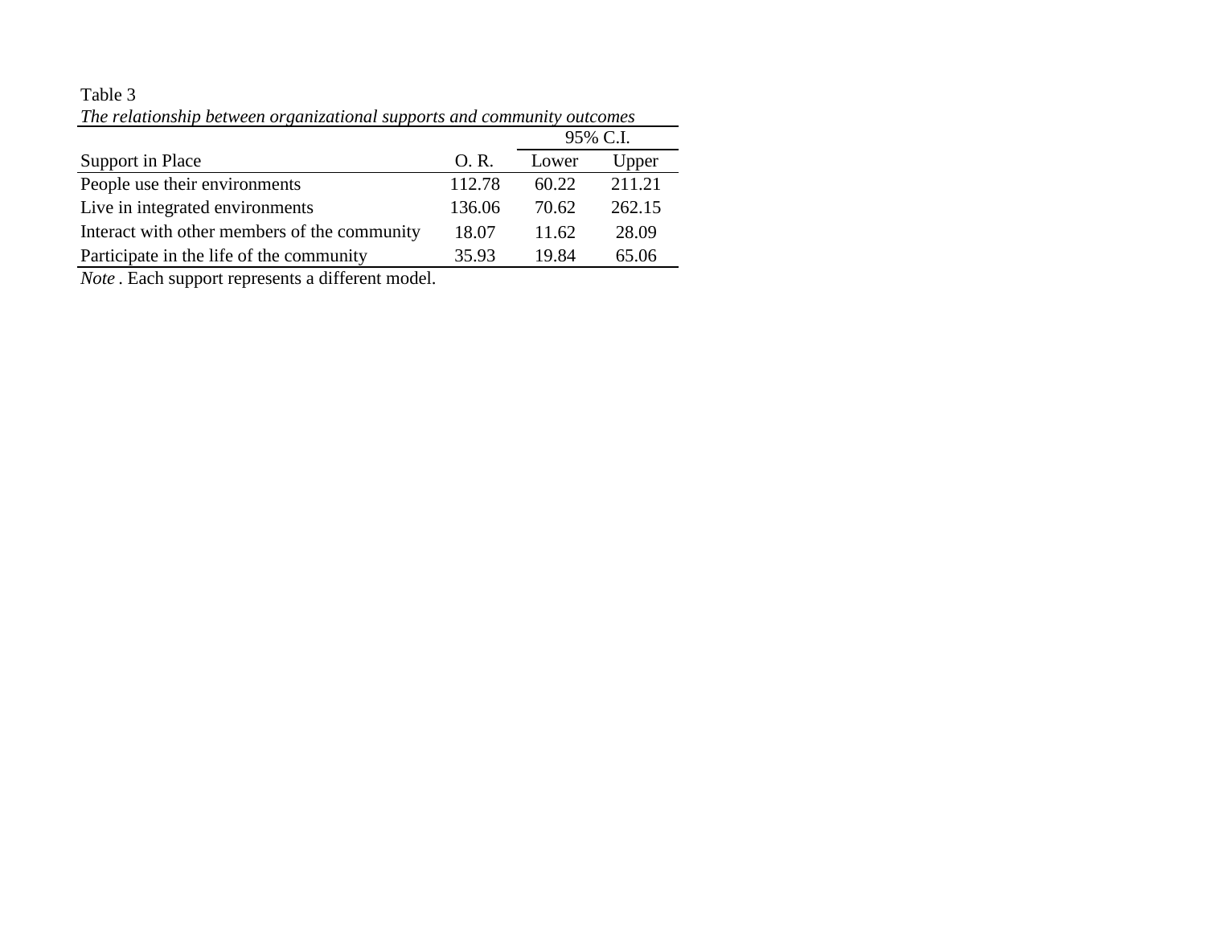Table 3

*The relationship between organizational supports and community outcomes*

| Support in Place | O. R. | 95% C.I. Lower | 95% C.I. Upper |
| --- | --- | --- | --- |
| People use their environments | 112.78 | 60.22 | 211.21 |
| Live in integrated environments | 136.06 | 70.62 | 262.15 |
| Interact with other members of the community | 18.07 | 11.62 | 28.09 |
| Participate in the life of the community | 35.93 | 19.84 | 65.06 |

*Note*. Each support represents a different model.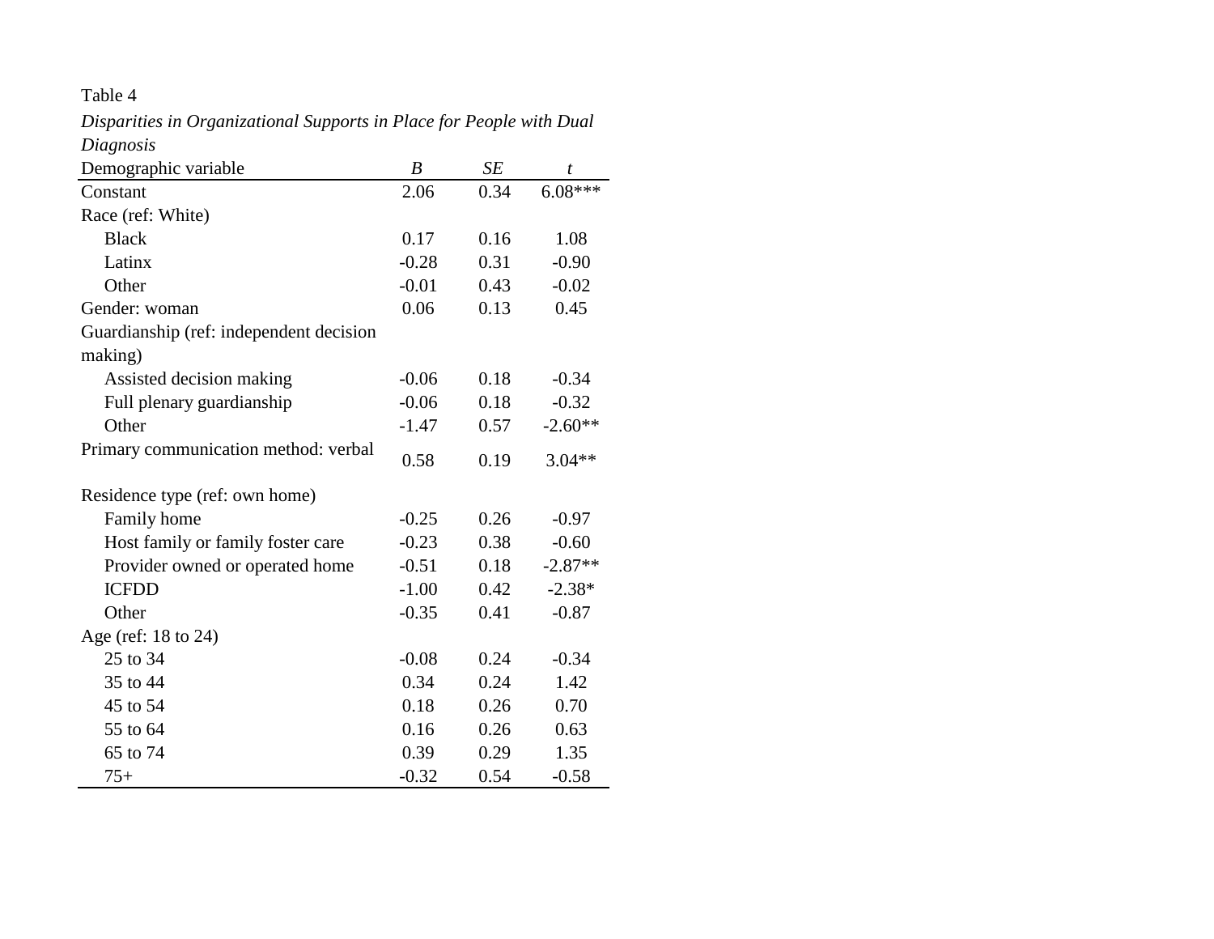Table 4

*Disparities in Organizational Supports in Place for People with Dual Diagnosis*

| Demographic variable | *B* | *SE* | *t* |
|---|---|---|---|
| Constant | 2.06 | 0.34 | 6.08*** |
| Race (ref: White) | | | |
| Black | 0.17 | 0.16 | 1.08 |
| Latinx | -0.28 | 0.31 | -0.90 |
| Other | -0.01 | 0.43 | -0.02 |
| Gender: woman | 0.06 | 0.13 | 0.45 |
| Guardianship (ref: independent decision making) | | | |
| Assisted decision making | -0.06 | 0.18 | -0.34 |
| Full plenary guardianship | -0.06 | 0.18 | -0.32 |
| Other | -1.47 | 0.57 | -2.60** |
| Primary communication method: verbal | 0.58 | 0.19 | 3.04** |
| Residence type (ref: own home) | | | |
| Family home | -0.25 | 0.26 | -0.97 |
| Host family or family foster care | -0.23 | 0.38 | -0.60 |
| Provider owned or operated home | -0.51 | 0.18 | -2.87** |
| ICFDD | -1.00 | 0.42 | -2.38* |
| Other | -0.35 | 0.41 | -0.87 |
| Age (ref: 18 to 24) | | | |
| 25 to 34 | -0.08 | 0.24 | -0.34 |
| 35 to 44 | 0.34 | 0.24 | 1.42 |
| 45 to 54 | 0.18 | 0.26 | 0.70 |
| 55 to 64 | 0.16 | 0.26 | 0.63 |
| 65 to 74 | 0.39 | 0.29 | 1.35 |
| 75+ | -0.32 | 0.54 | -0.58 |